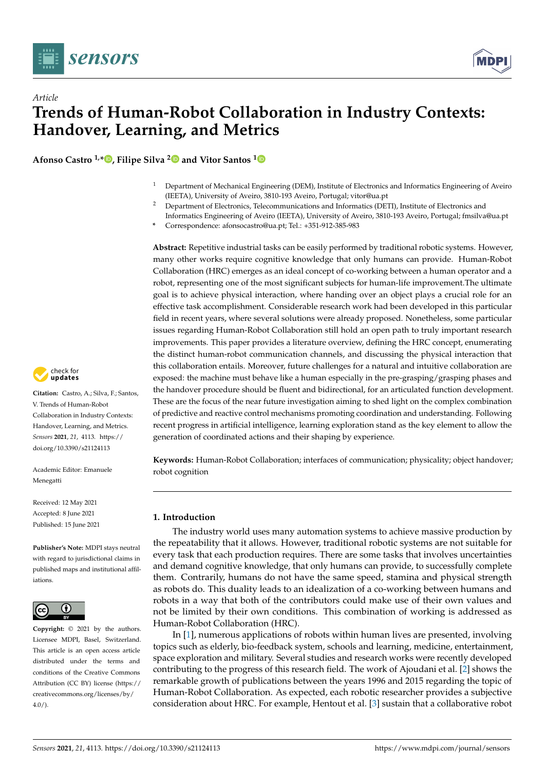*Article*

# Trends of Human-Robot Collaboration in Industry Contexts: Handover, Learning, and Metrics

**Afonso Castro [1,*], Filipe Silva [2] and Vitor Santos [1]**

[1] Department of Mechanical Engineering (DEM), Institute of Electronics and Informatics Engineering of Aveiro (IEETA), University of Aveiro, 3810-193 Aveiro, Portugal; vitor@ua.pt

[2] Department of Electronics, Telecommunications and Informatics (DETI), Institute of Electronics and Informatics Engineering of Aveiro (IEETA), University of Aveiro, 3810-193 Aveiro, Portugal; fmsilva@ua.pt

* Correspondence: afonsocastro@ua.pt; Tel.: +351-912-385-983

**Abstract:** Repetitive industrial tasks can be easily performed by traditional robotic systems. However, many other works require cognitive knowledge that only humans can provide. Human-Robot Collaboration (HRC) emerges as an ideal concept of co-working between a human operator and a robot, representing one of the most significant subjects for human-life improvement.The ultimate goal is to achieve physical interaction, where handing over an object plays a crucial role for an effective task accomplishment. Considerable research work had been developed in this particular field in recent years, where several solutions were already proposed. Nonetheless, some particular issues regarding Human-Robot Collaboration still hold an open path to truly important research improvements. This paper provides a literature overview, defining the HRC concept, enumerating the distinct human-robot communication channels, and discussing the physical interaction that this collaboration entails. Moreover, future challenges for a natural and intuitive collaboration are exposed: the machine must behave like a human especially in the pre-grasping/grasping phases and the handover procedure should be fluent and bidirectional, for an articulated function development. These are the focus of the near future investigation aiming to shed light on the complex combination of predictive and reactive control mechanisms promoting coordination and understanding. Following recent progress in artificial intelligence, learning exploration stand as the key element to allow the generation of coordinated actions and their shaping by experience.

**Keywords:** Human-Robot Collaboration; interfaces of communication; physicality; object handover; robot cognition

**Citation:** Castro, A.; Silva, F.; Santos, V. Trends of Human-Robot Collaboration in Industry Contexts: Handover, Learning, and Metrics. *Sensors* **2021**, *21*, 4113. https://doi.org/10.3390/s21124113

Academic Editor: Emanuele Menegatti

Received: 12 May 2021
Accepted: 8 June 2021
Published: 15 June 2021

**Publisher's Note:** MDPI stays neutral with regard to jurisdictional claims in published maps and institutional affiliations.

**Copyright:** © 2021 by the authors. Licensee MDPI, Basel, Switzerland. This article is an open access article distributed under the terms and conditions of the Creative Commons Attribution (CC BY) license (https://creativecommons.org/licenses/by/4.0/).

## 1. Introduction

The industry world uses many automation systems to achieve massive production by the repeatability that it allows. However, traditional robotic systems are not suitable for every task that each production requires. There are some tasks that involves uncertainties and demand cognitive knowledge, that only humans can provide, to successfully complete them. Contrarily, humans do not have the same speed, stamina and physical strength as robots do. This duality leads to an idealization of a co-working between humans and robots in a way that both of the contributors could make use of their own values and not be limited by their own conditions. This combination of working is addressed as Human-Robot Collaboration (HRC).

In [1], numerous applications of robots within human lives are presented, involving topics such as elderly, bio-feedback system, schools and learning, medicine, entertainment, space exploration and military. Several studies and research works were recently developed contributing to the progress of this research field. The work of Ajoudani et al. [2] shows the remarkable growth of publications between the years 1996 and 2015 regarding the topic of Human-Robot Collaboration. As expected, each robotic researcher provides a subjective consideration about HRC. For example, Hentout et al. [3] sustain that a collaborative robot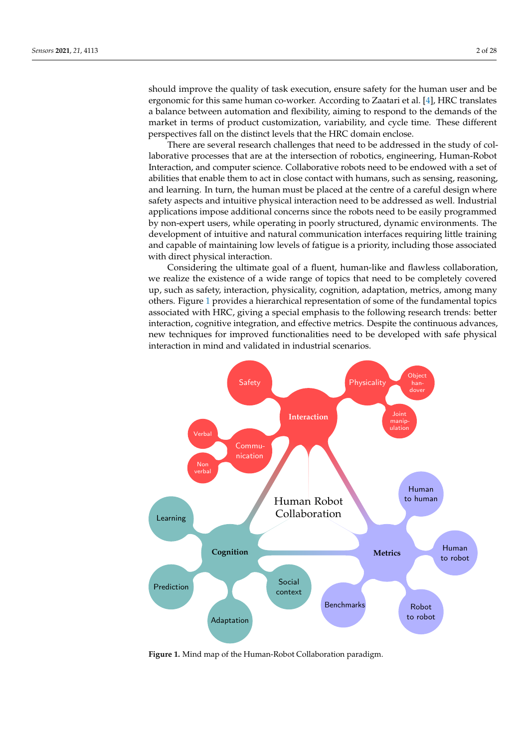should improve the quality of task execution, ensure safety for the human user and be ergonomic for this same human co-worker. According to Zaatari et al. [4], HRC translates a balance between automation and flexibility, aiming to respond to the demands of the market in terms of product customization, variability, and cycle time. These different perspectives fall on the distinct levels that the HRC domain enclose.

There are several research challenges that need to be addressed in the study of collaborative processes that are at the intersection of robotics, engineering, Human-Robot Interaction, and computer science. Collaborative robots need to be endowed with a set of abilities that enable them to act in close contact with humans, such as sensing, reasoning, and learning. In turn, the human must be placed at the centre of a careful design where safety aspects and intuitive physical interaction need to be addressed as well. Industrial applications impose additional concerns since the robots need to be easily programmed by non-expert users, while operating in poorly structured, dynamic environments. The development of intuitive and natural communication interfaces requiring little training and capable of maintaining low levels of fatigue is a priority, including those associated with direct physical interaction.

Considering the ultimate goal of a fluent, human-like and flawless collaboration, we realize the existence of a wide range of topics that need to be completely covered up, such as safety, interaction, physicality, cognition, adaptation, metrics, among many others. Figure 1 provides a hierarchical representation of some of the fundamental topics associated with HRC, giving a special emphasis to the following research trends: better interaction, cognitive integration, and effective metrics. Despite the continuous advances, new techniques for improved functionalities need to be developed with safe physical interaction in mind and validated in industrial scenarios.

**Figure 1.** Mind map of the Human-Robot Collaboration paradigm.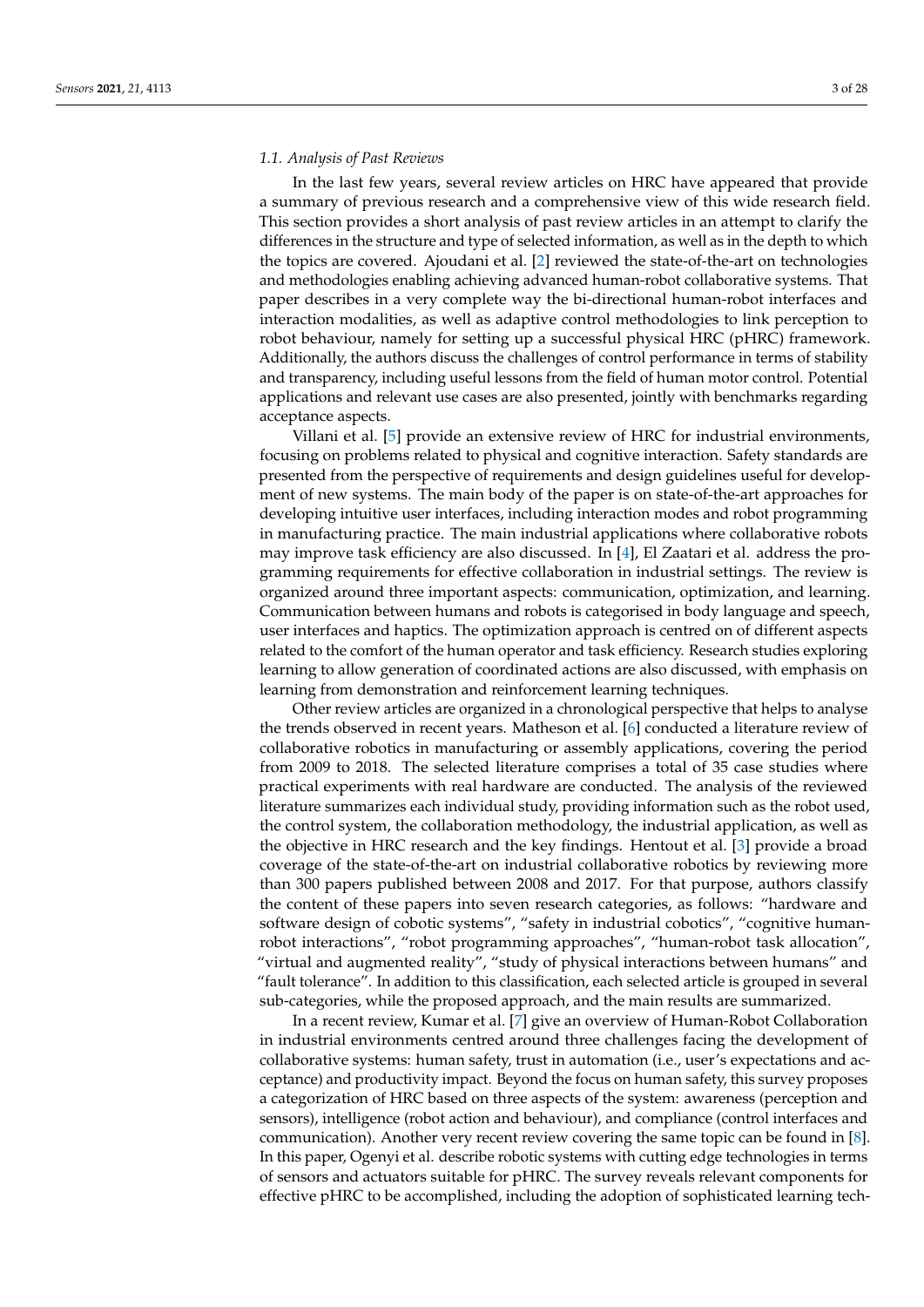### 1.1. Analysis of Past Reviews

In the last few years, several review articles on HRC have appeared that provide a summary of previous research and a comprehensive view of this wide research field. This section provides a short analysis of past review articles in an attempt to clarify the differences in the structure and type of selected information, as well as in the depth to which the topics are covered. Ajoudani et al. [2] reviewed the state-of-the-art on technologies and methodologies enabling achieving advanced human-robot collaborative systems. That paper describes in a very complete way the bi-directional human-robot interfaces and interaction modalities, as well as adaptive control methodologies to link perception to robot behaviour, namely for setting up a successful physical HRC (pHRC) framework. Additionally, the authors discuss the challenges of control performance in terms of stability and transparency, including useful lessons from the field of human motor control. Potential applications and relevant use cases are also presented, jointly with benchmarks regarding acceptance aspects.

Villani et al. [5] provide an extensive review of HRC for industrial environments, focusing on problems related to physical and cognitive interaction. Safety standards are presented from the perspective of requirements and design guidelines useful for development of new systems. The main body of the paper is on state-of-the-art approaches for developing intuitive user interfaces, including interaction modes and robot programming in manufacturing practice. The main industrial applications where collaborative robots may improve task efficiency are also discussed. In [4], El Zaatari et al. address the programming requirements for effective collaboration in industrial settings. The review is organized around three important aspects: communication, optimization, and learning. Communication between humans and robots is categorised in body language and speech, user interfaces and haptics. The optimization approach is centred on of different aspects related to the comfort of the human operator and task efficiency. Research studies exploring learning to allow generation of coordinated actions are also discussed, with emphasis on learning from demonstration and reinforcement learning techniques.

Other review articles are organized in a chronological perspective that helps to analyse the trends observed in recent years. Matheson et al. [6] conducted a literature review of collaborative robotics in manufacturing or assembly applications, covering the period from 2009 to 2018. The selected literature comprises a total of 35 case studies where practical experiments with real hardware are conducted. The analysis of the reviewed literature summarizes each individual study, providing information such as the robot used, the control system, the collaboration methodology, the industrial application, as well as the objective in HRC research and the key findings. Hentout et al. [3] provide a broad coverage of the state-of-the-art on industrial collaborative robotics by reviewing more than 300 papers published between 2008 and 2017. For that purpose, authors classify the content of these papers into seven research categories, as follows: "hardware and software design of cobotic systems", "safety in industrial cobotics", "cognitive human-robot interactions", "robot programming approaches", "human-robot task allocation", "virtual and augmented reality", "study of physical interactions between humans" and "fault tolerance". In addition to this classification, each selected article is grouped in several sub-categories, while the proposed approach, and the main results are summarized.

In a recent review, Kumar et al. [7] give an overview of Human-Robot Collaboration in industrial environments centred around three challenges facing the development of collaborative systems: human safety, trust in automation (i.e., user's expectations and acceptance) and productivity impact. Beyond the focus on human safety, this survey proposes a categorization of HRC based on three aspects of the system: awareness (perception and sensors), intelligence (robot action and behaviour), and compliance (control interfaces and communication). Another very recent review covering the same topic can be found in [8]. In this paper, Ogenyi et al. describe robotic systems with cutting edge technologies in terms of sensors and actuators suitable for pHRC. The survey reveals relevant components for effective pHRC to be accomplished, including the adoption of sophisticated learning tech-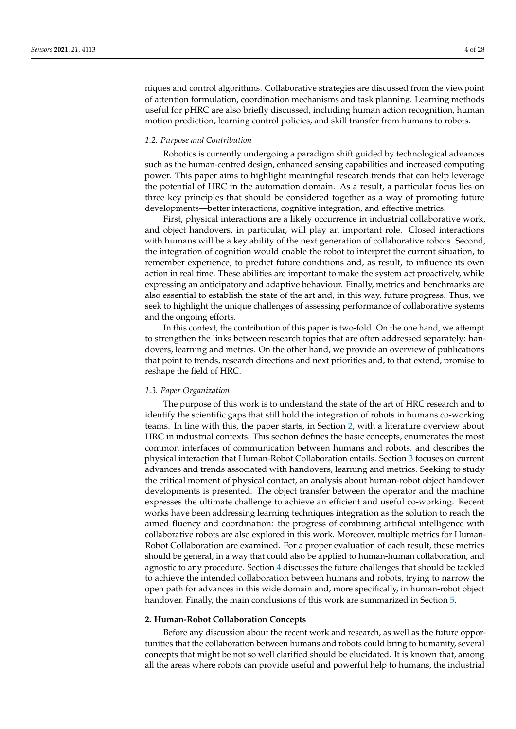niques and control algorithms. Collaborative strategies are discussed from the viewpoint of attention formulation, coordination mechanisms and task planning. Learning methods useful for pHRC are also briefly discussed, including human action recognition, human motion prediction, learning control policies, and skill transfer from humans to robots.

### *1.2. Purpose and Contribution*

Robotics is currently undergoing a paradigm shift guided by technological advances such as the human-centred design, enhanced sensing capabilities and increased computing power. This paper aims to highlight meaningful research trends that can help leverage the potential of HRC in the automation domain. As a result, a particular focus lies on three key principles that should be considered together as a way of promoting future developments—better interactions, cognitive integration, and effective metrics.

First, physical interactions are a likely occurrence in industrial collaborative work, and object handovers, in particular, will play an important role. Closed interactions with humans will be a key ability of the next generation of collaborative robots. Second, the integration of cognition would enable the robot to interpret the current situation, to remember experience, to predict future conditions and, as result, to influence its own action in real time. These abilities are important to make the system act proactively, while expressing an anticipatory and adaptive behaviour. Finally, metrics and benchmarks are also essential to establish the state of the art and, in this way, future progress. Thus, we seek to highlight the unique challenges of assessing performance of collaborative systems and the ongoing efforts.

In this context, the contribution of this paper is two-fold. On the one hand, we attempt to strengthen the links between research topics that are often addressed separately: handovers, learning and metrics. On the other hand, we provide an overview of publications that point to trends, research directions and next priorities and, to that extend, promise to reshape the field of HRC.

### *1.3. Paper Organization*

The purpose of this work is to understand the state of the art of HRC research and to identify the scientific gaps that still hold the integration of robots in humans co-working teams. In line with this, the paper starts, in Section 2, with a literature overview about HRC in industrial contexts. This section defines the basic concepts, enumerates the most common interfaces of communication between humans and robots, and describes the physical interaction that Human-Robot Collaboration entails. Section 3 focuses on current advances and trends associated with handovers, learning and metrics. Seeking to study the critical moment of physical contact, an analysis about human-robot object handover developments is presented. The object transfer between the operator and the machine expresses the ultimate challenge to achieve an efficient and useful co-working. Recent works have been addressing learning techniques integration as the solution to reach the aimed fluency and coordination: the progress of combining artificial intelligence with collaborative robots are also explored in this work. Moreover, multiple metrics for Human-Robot Collaboration are examined. For a proper evaluation of each result, these metrics should be general, in a way that could also be applied to human-human collaboration, and agnostic to any procedure. Section 4 discusses the future challenges that should be tackled to achieve the intended collaboration between humans and robots, trying to narrow the open path for advances in this wide domain and, more specifically, in human-robot object handover. Finally, the main conclusions of this work are summarized in Section 5.

## **2. Human-Robot Collaboration Concepts**

Before any discussion about the recent work and research, as well as the future opportunities that the collaboration between humans and robots could bring to humanity, several concepts that might be not so well clarified should be elucidated. It is known that, among all the areas where robots can provide useful and powerful help to humans, the industrial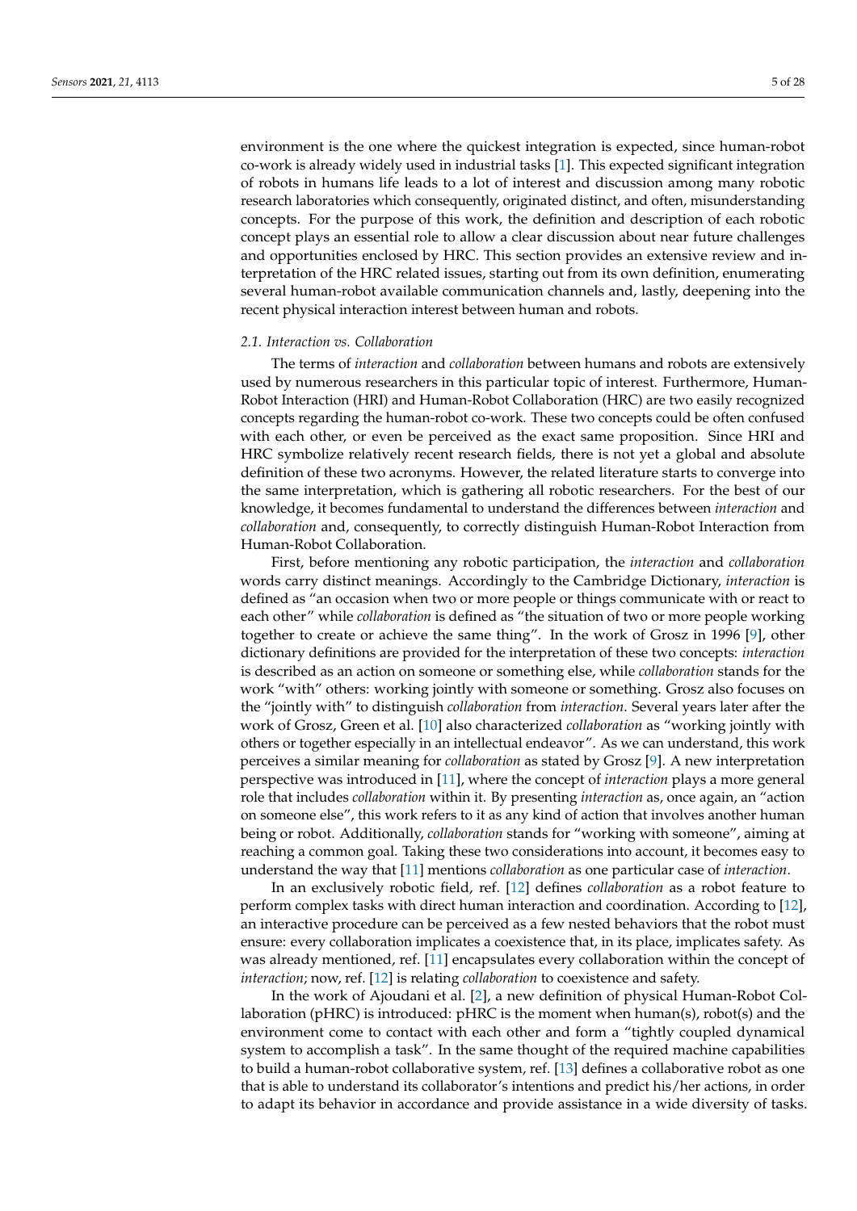environment is the one where the quickest integration is expected, since human-robot co-work is already widely used in industrial tasks [1]. This expected significant integration of robots in humans life leads to a lot of interest and discussion among many robotic research laboratories which consequently, originated distinct, and often, misunderstanding concepts. For the purpose of this work, the definition and description of each robotic concept plays an essential role to allow a clear discussion about near future challenges and opportunities enclosed by HRC. This section provides an extensive review and interpretation of the HRC related issues, starting out from its own definition, enumerating several human-robot available communication channels and, lastly, deepening into the recent physical interaction interest between human and robots.

### 2.1. Interaction vs. Collaboration

The terms of *interaction* and *collaboration* between humans and robots are extensively used by numerous researchers in this particular topic of interest. Furthermore, Human-Robot Interaction (HRI) and Human-Robot Collaboration (HRC) are two easily recognized concepts regarding the human-robot co-work. These two concepts could be often confused with each other, or even be perceived as the exact same proposition. Since HRI and HRC symbolize relatively recent research fields, there is not yet a global and absolute definition of these two acronyms. However, the related literature starts to converge into the same interpretation, which is gathering all robotic researchers. For the best of our knowledge, it becomes fundamental to understand the differences between *interaction* and *collaboration* and, consequently, to correctly distinguish Human-Robot Interaction from Human-Robot Collaboration.

First, before mentioning any robotic participation, the *interaction* and *collaboration* words carry distinct meanings. Accordingly to the Cambridge Dictionary, *interaction* is defined as "an occasion when two or more people or things communicate with or react to each other" while *collaboration* is defined as "the situation of two or more people working together to create or achieve the same thing". In the work of Grosz in 1996 [9], other dictionary definitions are provided for the interpretation of these two concepts: *interaction* is described as an action on someone or something else, while *collaboration* stands for the work "with" others: working jointly with someone or something. Grosz also focuses on the "jointly with" to distinguish *collaboration* from *interaction*. Several years later after the work of Grosz, Green et al. [10] also characterized *collaboration* as "working jointly with others or together especially in an intellectual endeavor". As we can understand, this work perceives a similar meaning for *collaboration* as stated by Grosz [9]. A new interpretation perspective was introduced in [11], where the concept of *interaction* plays a more general role that includes *collaboration* within it. By presenting *interaction* as, once again, an "action on someone else", this work refers to it as any kind of action that involves another human being or robot. Additionally, *collaboration* stands for "working with someone", aiming at reaching a common goal. Taking these two considerations into account, it becomes easy to understand the way that [11] mentions *collaboration* as one particular case of *interaction*.

In an exclusively robotic field, ref. [12] defines *collaboration* as a robot feature to perform complex tasks with direct human interaction and coordination. According to [12], an interactive procedure can be perceived as a few nested behaviors that the robot must ensure: every collaboration implicates a coexistence that, in its place, implicates safety. As was already mentioned, ref. [11] encapsulates every collaboration within the concept of *interaction*; now, ref. [12] is relating *collaboration* to coexistence and safety.

In the work of Ajoudani et al. [2], a new definition of physical Human-Robot Collaboration (pHRC) is introduced: pHRC is the moment when human(s), robot(s) and the environment come to contact with each other and form a "tightly coupled dynamical system to accomplish a task". In the same thought of the required machine capabilities to build a human-robot collaborative system, ref. [13] defines a collaborative robot as one that is able to understand its collaborator's intentions and predict his/her actions, in order to adapt its behavior in accordance and provide assistance in a wide diversity of tasks.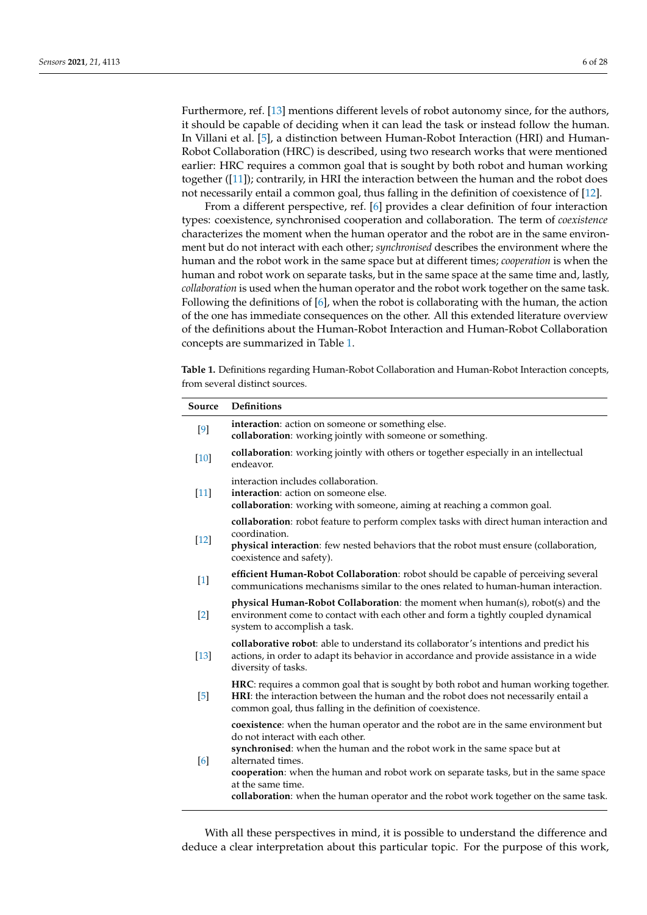Furthermore, ref. [13] mentions different levels of robot autonomy since, for the authors, it should be capable of deciding when it can lead the task or instead follow the human. In Villani et al. [5], a distinction between Human-Robot Interaction (HRI) and Human-Robot Collaboration (HRC) is described, using two research works that were mentioned earlier: HRC requires a common goal that is sought by both robot and human working together ([11]); contrarily, in HRI the interaction between the human and the robot does not necessarily entail a common goal, thus falling in the definition of coexistence of [12].

From a different perspective, ref. [6] provides a clear definition of four interaction types: coexistence, synchronised cooperation and collaboration. The term of *coexistence* characterizes the moment when the human operator and the robot are in the same environment but do not interact with each other; *synchronised* describes the environment where the human and the robot work in the same space but at different times; *cooperation* is when the human and robot work on separate tasks, but in the same space at the same time and, lastly, *collaboration* is used when the human operator and the robot work together on the same task. Following the definitions of [6], when the robot is collaborating with the human, the action of the one has immediate consequences on the other. All this extended literature overview of the definitions about the Human-Robot Interaction and Human-Robot Collaboration concepts are summarized in Table 1.

**Table 1.** Definitions regarding Human-Robot Collaboration and Human-Robot Interaction concepts, from several distinct sources.

| Source | Definitions |
|---|---|
| [9] | **interaction**: action on someone or something else.<br>**collaboration**: working jointly with someone or something. |
| [10] | **collaboration**: working jointly with others or together especially in an intellectual endeavor. |
| [11] | interaction includes collaboration.<br>**interaction**: action on someone else.<br>**collaboration**: working with someone, aiming at reaching a common goal. |
| [12] | **collaboration**: robot feature to perform complex tasks with direct human interaction and coordination.<br>**physical interaction**: few nested behaviors that the robot must ensure (collaboration, coexistence and safety). |
| [1] | **efficient Human-Robot Collaboration**: robot should be capable of perceiving several communications mechanisms similar to the ones related to human-human interaction. |
| [2] | **physical Human-Robot Collaboration**: the moment when human(s), robot(s) and the environment come to contact with each other and form a tightly coupled dynamical system to accomplish a task. |
| [13] | **collaborative robot**: able to understand its collaborator's intentions and predict his actions, in order to adapt its behavior in accordance and provide assistance in a wide diversity of tasks. |
| [5] | **HRC**: requires a common goal that is sought by both robot and human working together.<br>**HRI**: the interaction between the human and the robot does not necessarily entail a common goal, thus falling in the definition of coexistence. |
| [6] | **coexistence**: when the human operator and the robot are in the same environment but do not interact with each other.<br>**synchronised**: when the human and the robot work in the same space but at alternated times.<br>**cooperation**: when the human and robot work on separate tasks, but in the same space at the same time.<br>**collaboration**: when the human operator and the robot work together on the same task. |

With all these perspectives in mind, it is possible to understand the difference and deduce a clear interpretation about this particular topic. For the purpose of this work,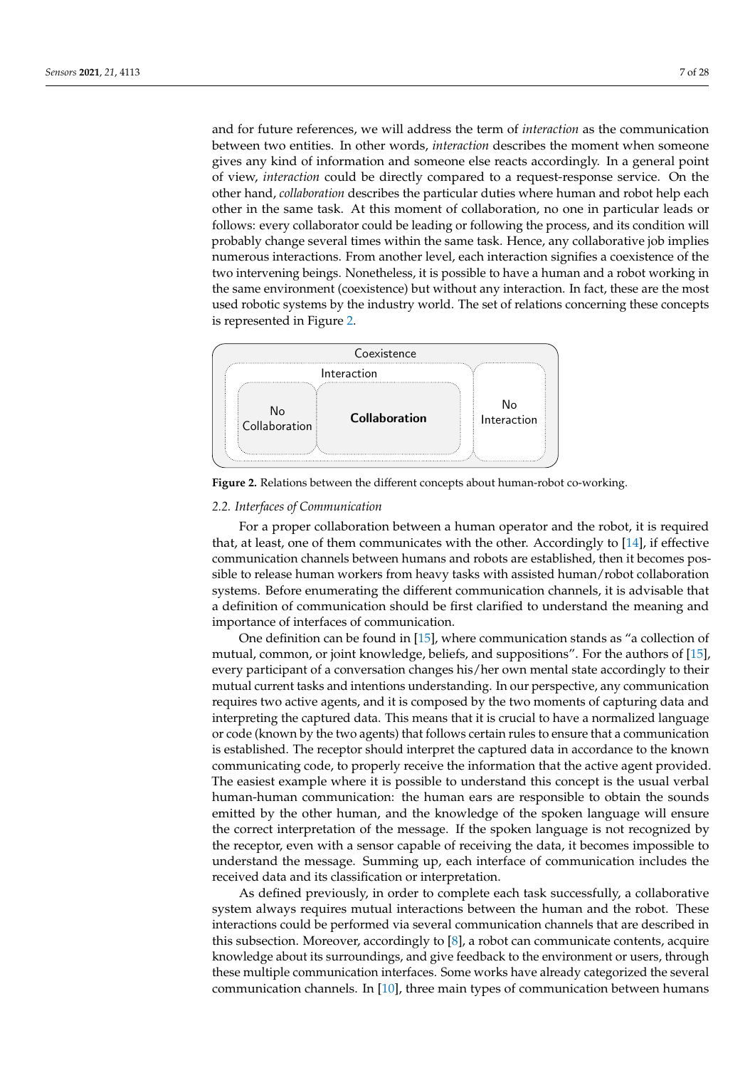and for future references, we will address the term of *interaction* as the communication between two entities. In other words, *interaction* describes the moment when someone gives any kind of information and someone else reacts accordingly. In a general point of view, *interaction* could be directly compared to a request-response service. On the other hand, *collaboration* describes the particular duties where human and robot help each other in the same task. At this moment of collaboration, no one in particular leads or follows: every collaborator could be leading or following the process, and its condition will probably change several times within the same task. Hence, any collaborative job implies numerous interactions. From another level, each interaction signifies a coexistence of the two intervening beings. Nonetheless, it is possible to have a human and a robot working in the same environment (coexistence) but without any interaction. In fact, these are the most used robotic systems by the industry world. The set of relations concerning these concepts is represented in Figure 2.

**Figure 2.** Relations between the different concepts about human-robot co-working.

### 2.2. Interfaces of Communication

For a proper collaboration between a human operator and the robot, it is required that, at least, one of them communicates with the other. Accordingly to [14], if effective communication channels between humans and robots are established, then it becomes possible to release human workers from heavy tasks with assisted human/robot collaboration systems. Before enumerating the different communication channels, it is advisable that a definition of communication should be first clarified to understand the meaning and importance of interfaces of communication.

One definition can be found in [15], where communication stands as "a collection of mutual, common, or joint knowledge, beliefs, and suppositions". For the authors of [15], every participant of a conversation changes his/her own mental state accordingly to their mutual current tasks and intentions understanding. In our perspective, any communication requires two active agents, and it is composed by the two moments of capturing data and interpreting the captured data. This means that it is crucial to have a normalized language or code (known by the two agents) that follows certain rules to ensure that a communication is established. The receptor should interpret the captured data in accordance to the known communicating code, to properly receive the information that the active agent provided. The easiest example where it is possible to understand this concept is the usual verbal human-human communication: the human ears are responsible to obtain the sounds emitted by the other human, and the knowledge of the spoken language will ensure the correct interpretation of the message. If the spoken language is not recognized by the receptor, even with a sensor capable of receiving the data, it becomes impossible to understand the message. Summing up, each interface of communication includes the received data and its classification or interpretation.

As defined previously, in order to complete each task successfully, a collaborative system always requires mutual interactions between the human and the robot. These interactions could be performed via several communication channels that are described in this subsection. Moreover, accordingly to [8], a robot can communicate contents, acquire knowledge about its surroundings, and give feedback to the environment or users, through these multiple communication interfaces. Some works have already categorized the several communication channels. In [10], three main types of communication between humans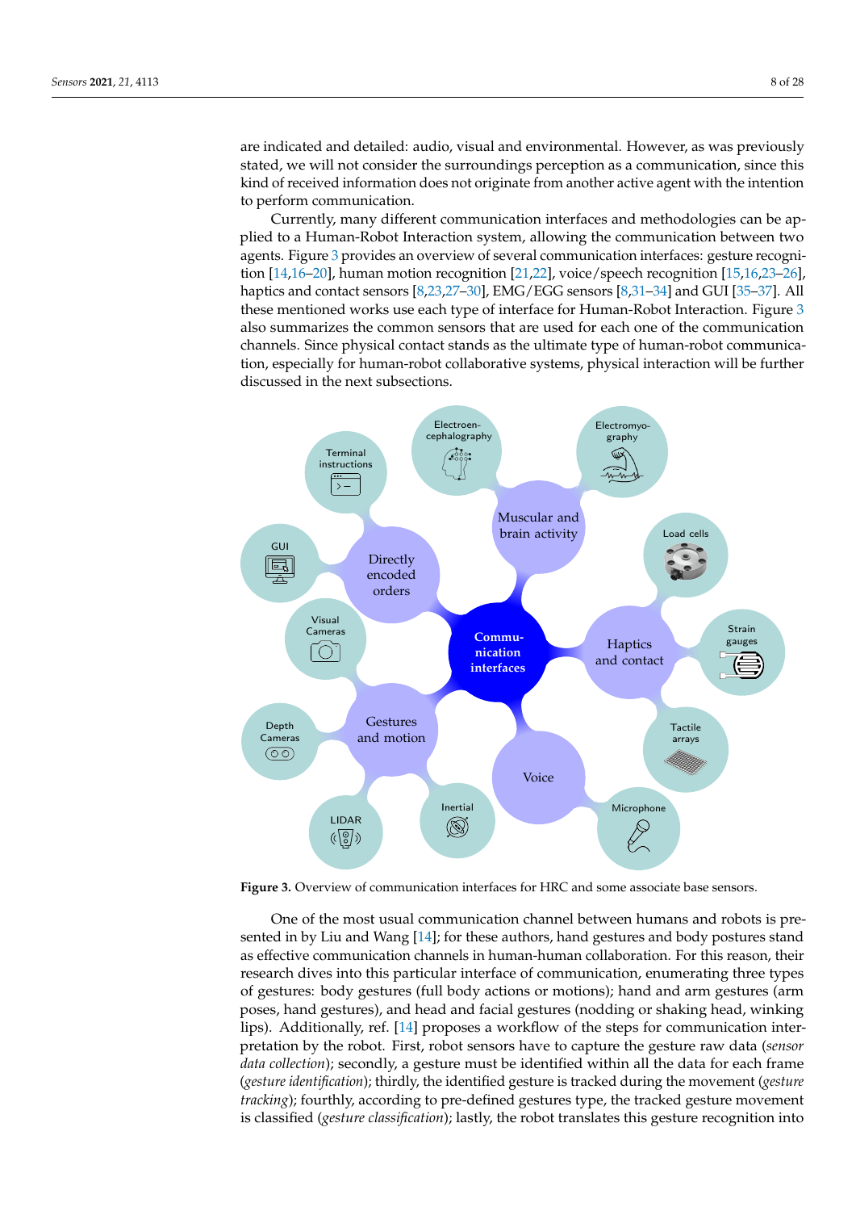are indicated and detailed: audio, visual and environmental. However, as was previously stated, we will not consider the surroundings perception as a communication, since this kind of received information does not originate from another active agent with the intention to perform communication.

Currently, many different communication interfaces and methodologies can be applied to a Human-Robot Interaction system, allowing the communication between two agents. Figure 3 provides an overview of several communication interfaces: gesture recognition [14,16–20], human motion recognition [21,22], voice/speech recognition [15,16,23–26], haptics and contact sensors [8,23,27–30], EMG/EGG sensors [8,31–34] and GUI [35–37]. All these mentioned works use each type of interface for Human-Robot Interaction. Figure 3 also summarizes the common sensors that are used for each one of the communication channels. Since physical contact stands as the ultimate type of human-robot communication, especially for human-robot collaborative systems, physical interaction will be further discussed in the next subsections.

**Figure 3.** Overview of communication interfaces for HRC and some associate base sensors.

One of the most usual communication channel between humans and robots is presented in by Liu and Wang [14]; for these authors, hand gestures and body postures stand as effective communication channels in human-human collaboration. For this reason, their research dives into this particular interface of communication, enumerating three types of gestures: body gestures (full body actions or motions); hand and arm gestures (arm poses, hand gestures), and head and facial gestures (nodding or shaking head, winking lips). Additionally, ref. [14] proposes a workflow of the steps for communication interpretation by the robot. First, robot sensors have to capture the gesture raw data (*sensor data collection*); secondly, a gesture must be identified within all the data for each frame (*gesture identification*); thirdly, the identified gesture is tracked during the movement (*gesture tracking*); fourthly, according to pre-defined gestures type, the tracked gesture movement is classified (*gesture classification*); lastly, the robot translates this gesture recognition into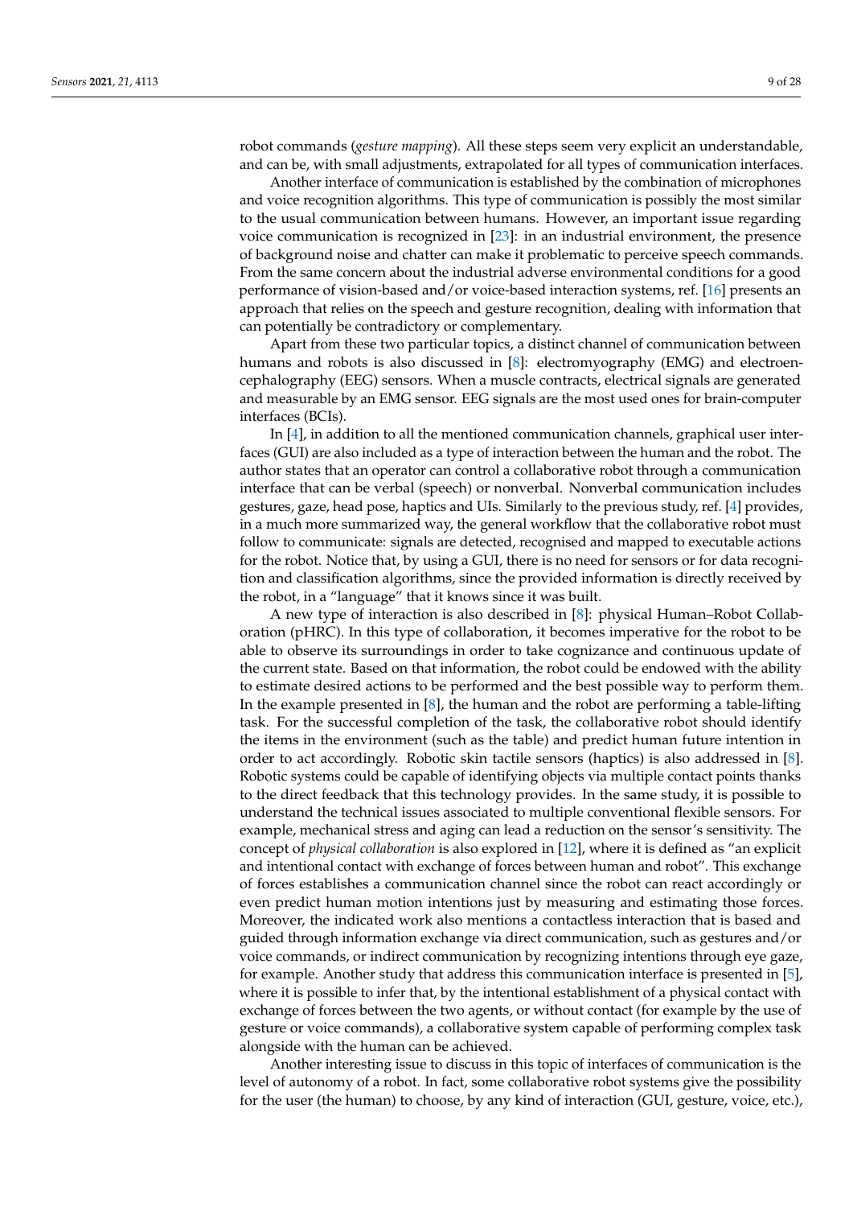robot commands (*gesture mapping*). All these steps seem very explicit an understandable, and can be, with small adjustments, extrapolated for all types of communication interfaces.

Another interface of communication is established by the combination of microphones and voice recognition algorithms. This type of communication is possibly the most similar to the usual communication between humans. However, an important issue regarding voice communication is recognized in [23]: in an industrial environment, the presence of background noise and chatter can make it problematic to perceive speech commands. From the same concern about the industrial adverse environmental conditions for a good performance of vision-based and/or voice-based interaction systems, ref. [16] presents an approach that relies on the speech and gesture recognition, dealing with information that can potentially be contradictory or complementary.

Apart from these two particular topics, a distinct channel of communication between humans and robots is also discussed in [8]: electromyography (EMG) and electroencephalography (EEG) sensors. When a muscle contracts, electrical signals are generated and measurable by an EMG sensor. EEG signals are the most used ones for brain-computer interfaces (BCIs).

In [4], in addition to all the mentioned communication channels, graphical user interfaces (GUI) are also included as a type of interaction between the human and the robot. The author states that an operator can control a collaborative robot through a communication interface that can be verbal (speech) or nonverbal. Nonverbal communication includes gestures, gaze, head pose, haptics and UIs. Similarly to the previous study, ref. [4] provides, in a much more summarized way, the general workflow that the collaborative robot must follow to communicate: signals are detected, recognised and mapped to executable actions for the robot. Notice that, by using a GUI, there is no need for sensors or for data recognition and classification algorithms, since the provided information is directly received by the robot, in a "language" that it knows since it was built.

A new type of interaction is also described in [8]: physical Human–Robot Collaboration (pHRC). In this type of collaboration, it becomes imperative for the robot to be able to observe its surroundings in order to take cognizance and continuous update of the current state. Based on that information, the robot could be endowed with the ability to estimate desired actions to be performed and the best possible way to perform them. In the example presented in [8], the human and the robot are performing a table-lifting task. For the successful completion of the task, the collaborative robot should identify the items in the environment (such as the table) and predict human future intention in order to act accordingly. Robotic skin tactile sensors (haptics) is also addressed in [8]. Robotic systems could be capable of identifying objects via multiple contact points thanks to the direct feedback that this technology provides. In the same study, it is possible to understand the technical issues associated to multiple conventional flexible sensors. For example, mechanical stress and aging can lead a reduction on the sensor's sensitivity. The concept of *physical collaboration* is also explored in [12], where it is defined as "an explicit and intentional contact with exchange of forces between human and robot". This exchange of forces establishes a communication channel since the robot can react accordingly or even predict human motion intentions just by measuring and estimating those forces. Moreover, the indicated work also mentions a contactless interaction that is based and guided through information exchange via direct communication, such as gestures and/or voice commands, or indirect communication by recognizing intentions through eye gaze, for example. Another study that address this communication interface is presented in [5], where it is possible to infer that, by the intentional establishment of a physical contact with exchange of forces between the two agents, or without contact (for example by the use of gesture or voice commands), a collaborative system capable of performing complex task alongside with the human can be achieved.

Another interesting issue to discuss in this topic of interfaces of communication is the level of autonomy of a robot. In fact, some collaborative robot systems give the possibility for the user (the human) to choose, by any kind of interaction (GUI, gesture, voice, etc.),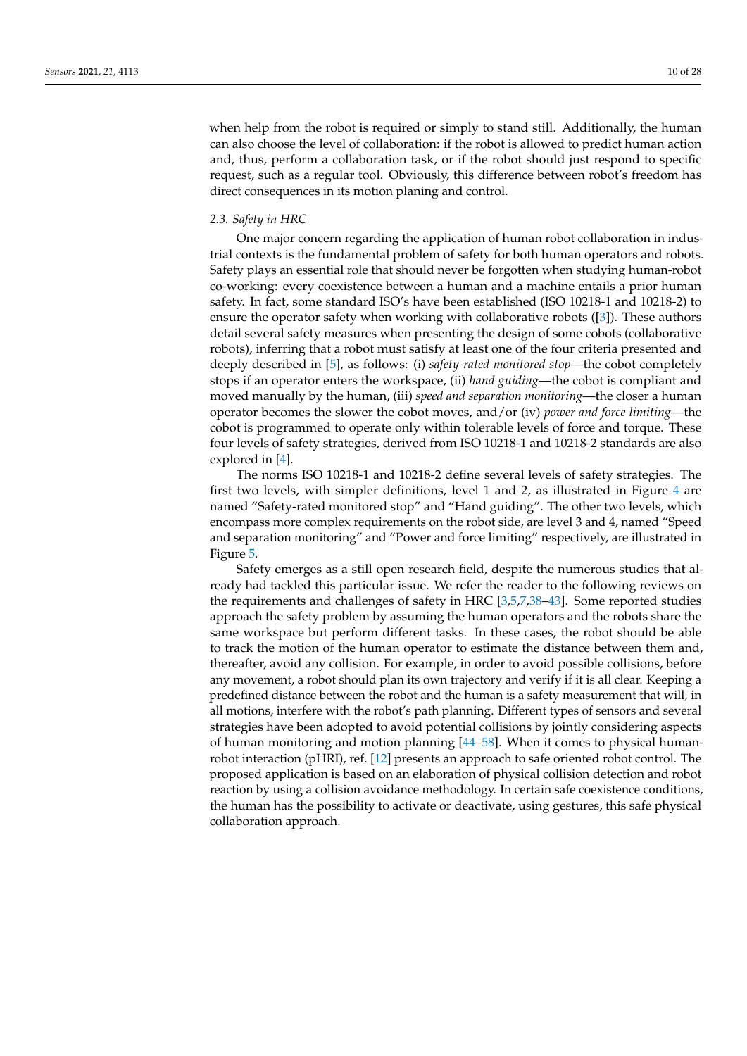when help from the robot is required or simply to stand still. Additionally, the human can also choose the level of collaboration: if the robot is allowed to predict human action and, thus, perform a collaboration task, or if the robot should just respond to specific request, such as a regular tool. Obviously, this difference between robot's freedom has direct consequences in its motion planing and control.

### 2.3. Safety in HRC

One major concern regarding the application of human robot collaboration in industrial contexts is the fundamental problem of safety for both human operators and robots. Safety plays an essential role that should never be forgotten when studying human-robot co-working: every coexistence between a human and a machine entails a prior human safety. In fact, some standard ISO's have been established (ISO 10218-1 and 10218-2) to ensure the operator safety when working with collaborative robots ([3]). These authors detail several safety measures when presenting the design of some cobots (collaborative robots), inferring that a robot must satisfy at least one of the four criteria presented and deeply described in [5], as follows: (i) *safety-rated monitored stop*—the cobot completely stops if an operator enters the workspace, (ii) *hand guiding*—the cobot is compliant and moved manually by the human, (iii) *speed and separation monitoring*—the closer a human operator becomes the slower the cobot moves, and/or (iv) *power and force limiting*—the cobot is programmed to operate only within tolerable levels of force and torque. These four levels of safety strategies, derived from ISO 10218-1 and 10218-2 standards are also explored in [4].

The norms ISO 10218-1 and 10218-2 define several levels of safety strategies. The first two levels, with simpler definitions, level 1 and 2, as illustrated in Figure 4 are named "Safety-rated monitored stop" and "Hand guiding". The other two levels, which encompass more complex requirements on the robot side, are level 3 and 4, named "Speed and separation monitoring" and "Power and force limiting" respectively, are illustrated in Figure 5.

Safety emerges as a still open research field, despite the numerous studies that already had tackled this particular issue. We refer the reader to the following reviews on the requirements and challenges of safety in HRC [3,5,7,38–43]. Some reported studies approach the safety problem by assuming the human operators and the robots share the same workspace but perform different tasks. In these cases, the robot should be able to track the motion of the human operator to estimate the distance between them and, thereafter, avoid any collision. For example, in order to avoid possible collisions, before any movement, a robot should plan its own trajectory and verify if it is all clear. Keeping a predefined distance between the robot and the human is a safety measurement that will, in all motions, interfere with the robot's path planning. Different types of sensors and several strategies have been adopted to avoid potential collisions by jointly considering aspects of human monitoring and motion planning [44–58]. When it comes to physical human-robot interaction (pHRI), ref. [12] presents an approach to safe oriented robot control. The proposed application is based on an elaboration of physical collision detection and robot reaction by using a collision avoidance methodology. In certain safe coexistence conditions, the human has the possibility to activate or deactivate, using gestures, this safe physical collaboration approach.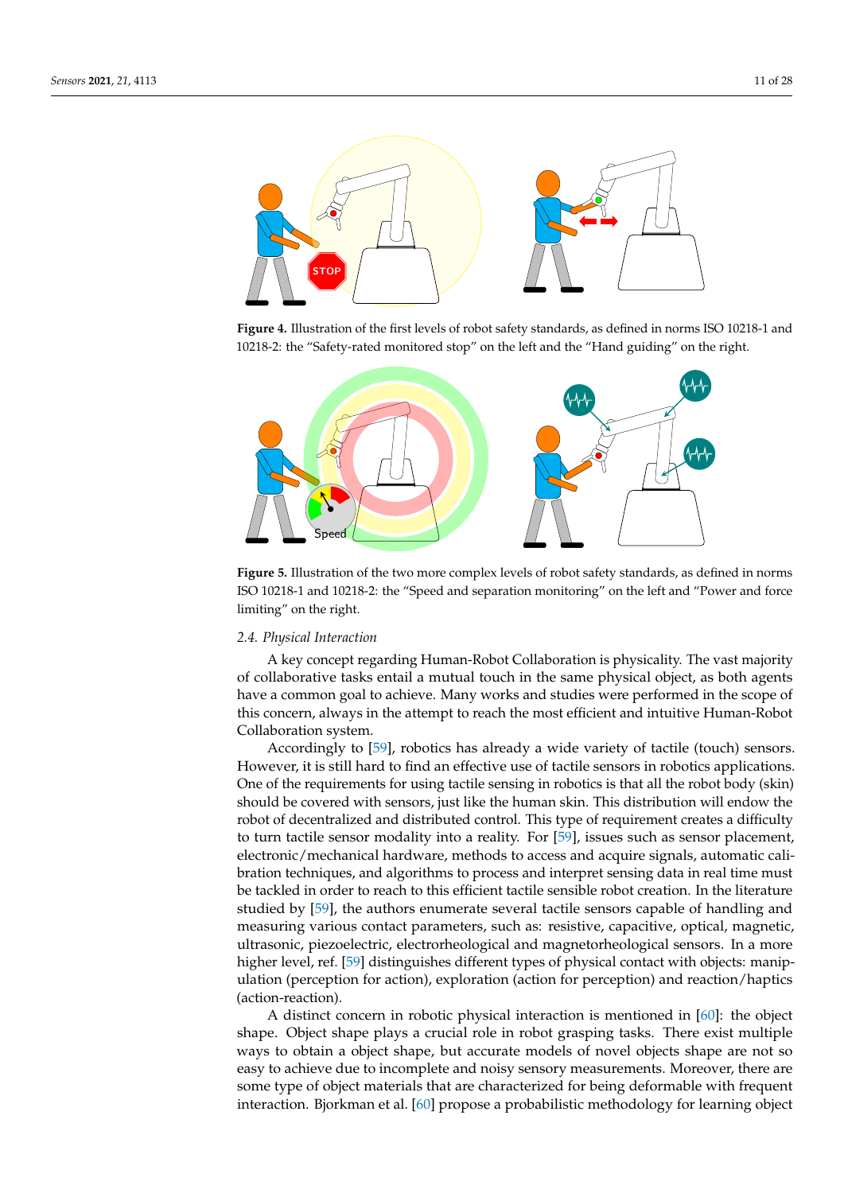**Figure 4.** Illustration of the first levels of robot safety standards, as defined in norms ISO 10218-1 and 10218-2: the "Safety-rated monitored stop" on the left and the "Hand guiding" on the right.

**Figure 5.** Illustration of the two more complex levels of robot safety standards, as defined in norms ISO 10218-1 and 10218-2: the "Speed and separation monitoring" on the left and "Power and force limiting" on the right.

### 2.4. Physical Interaction

A key concept regarding Human-Robot Collaboration is physicality. The vast majority of collaborative tasks entail a mutual touch in the same physical object, as both agents have a common goal to achieve. Many works and studies were performed in the scope of this concern, always in the attempt to reach the most efficient and intuitive Human-Robot Collaboration system.

Accordingly to [59], robotics has already a wide variety of tactile (touch) sensors. However, it is still hard to find an effective use of tactile sensors in robotics applications. One of the requirements for using tactile sensing in robotics is that all the robot body (skin) should be covered with sensors, just like the human skin. This distribution will endow the robot of decentralized and distributed control. This type of requirement creates a difficulty to turn tactile sensor modality into a reality. For [59], issues such as sensor placement, electronic/mechanical hardware, methods to access and acquire signals, automatic calibration techniques, and algorithms to process and interpret sensing data in real time must be tackled in order to reach to this efficient tactile sensible robot creation. In the literature studied by [59], the authors enumerate several tactile sensors capable of handling and measuring various contact parameters, such as: resistive, capacitive, optical, magnetic, ultrasonic, piezoelectric, electrorheological and magnetorheological sensors. In a more higher level, ref. [59] distinguishes different types of physical contact with objects: manipulation (perception for action), exploration (action for perception) and reaction/haptics (action-reaction).

A distinct concern in robotic physical interaction is mentioned in [60]: the object shape. Object shape plays a crucial role in robot grasping tasks. There exist multiple ways to obtain a object shape, but accurate models of novel objects shape are not so easy to achieve due to incomplete and noisy sensory measurements. Moreover, there are some type of object materials that are characterized for being deformable with frequent interaction. Bjorkman et al. [60] propose a probabilistic methodology for learning object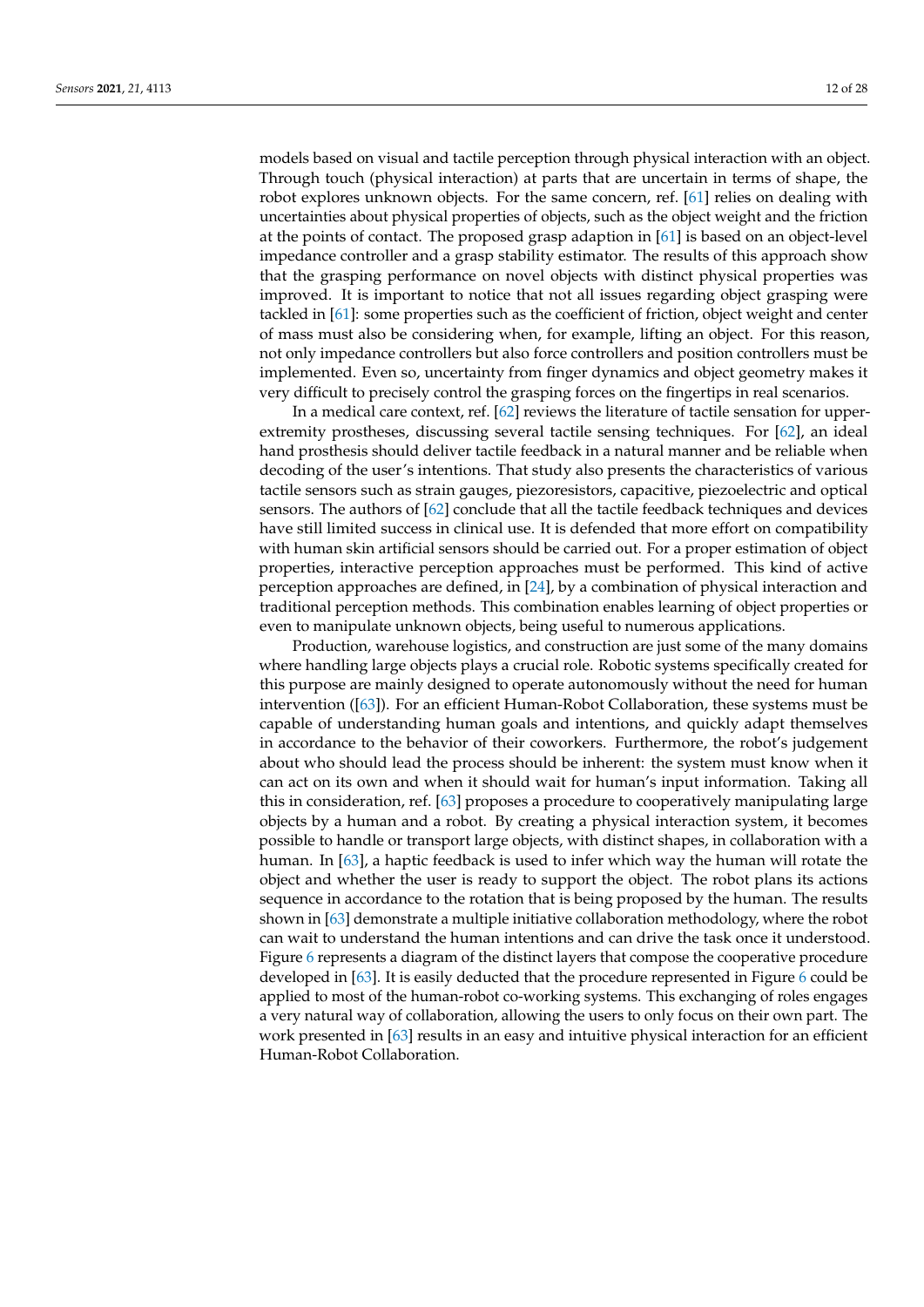models based on visual and tactile perception through physical interaction with an object. Through touch (physical interaction) at parts that are uncertain in terms of shape, the robot explores unknown objects. For the same concern, ref. [61] relies on dealing with uncertainties about physical properties of objects, such as the object weight and the friction at the points of contact. The proposed grasp adaption in [61] is based on an object-level impedance controller and a grasp stability estimator. The results of this approach show that the grasping performance on novel objects with distinct physical properties was improved. It is important to notice that not all issues regarding object grasping were tackled in [61]: some properties such as the coefficient of friction, object weight and center of mass must also be considering when, for example, lifting an object. For this reason, not only impedance controllers but also force controllers and position controllers must be implemented. Even so, uncertainty from finger dynamics and object geometry makes it very difficult to precisely control the grasping forces on the fingertips in real scenarios.

In a medical care context, ref. [62] reviews the literature of tactile sensation for upper-extremity prostheses, discussing several tactile sensing techniques. For [62], an ideal hand prosthesis should deliver tactile feedback in a natural manner and be reliable when decoding of the user's intentions. That study also presents the characteristics of various tactile sensors such as strain gauges, piezoresistors, capacitive, piezoelectric and optical sensors. The authors of [62] conclude that all the tactile feedback techniques and devices have still limited success in clinical use. It is defended that more effort on compatibility with human skin artificial sensors should be carried out. For a proper estimation of object properties, interactive perception approaches must be performed. This kind of active perception approaches are defined, in [24], by a combination of physical interaction and traditional perception methods. This combination enables learning of object properties or even to manipulate unknown objects, being useful to numerous applications.

Production, warehouse logistics, and construction are just some of the many domains where handling large objects plays a crucial role. Robotic systems specifically created for this purpose are mainly designed to operate autonomously without the need for human intervention ([63]). For an efficient Human-Robot Collaboration, these systems must be capable of understanding human goals and intentions, and quickly adapt themselves in accordance to the behavior of their coworkers. Furthermore, the robot's judgement about who should lead the process should be inherent: the system must know when it can act on its own and when it should wait for human's input information. Taking all this in consideration, ref. [63] proposes a procedure to cooperatively manipulating large objects by a human and a robot. By creating a physical interaction system, it becomes possible to handle or transport large objects, with distinct shapes, in collaboration with a human. In [63], a haptic feedback is used to infer which way the human will rotate the object and whether the user is ready to support the object. The robot plans its actions sequence in accordance to the rotation that is being proposed by the human. The results shown in [63] demonstrate a multiple initiative collaboration methodology, where the robot can wait to understand the human intentions and can drive the task once it understood. Figure 6 represents a diagram of the distinct layers that compose the cooperative procedure developed in [63]. It is easily deducted that the procedure represented in Figure 6 could be applied to most of the human-robot co-working systems. This exchanging of roles engages a very natural way of collaboration, allowing the users to only focus on their own part. The work presented in [63] results in an easy and intuitive physical interaction for an efficient Human-Robot Collaboration.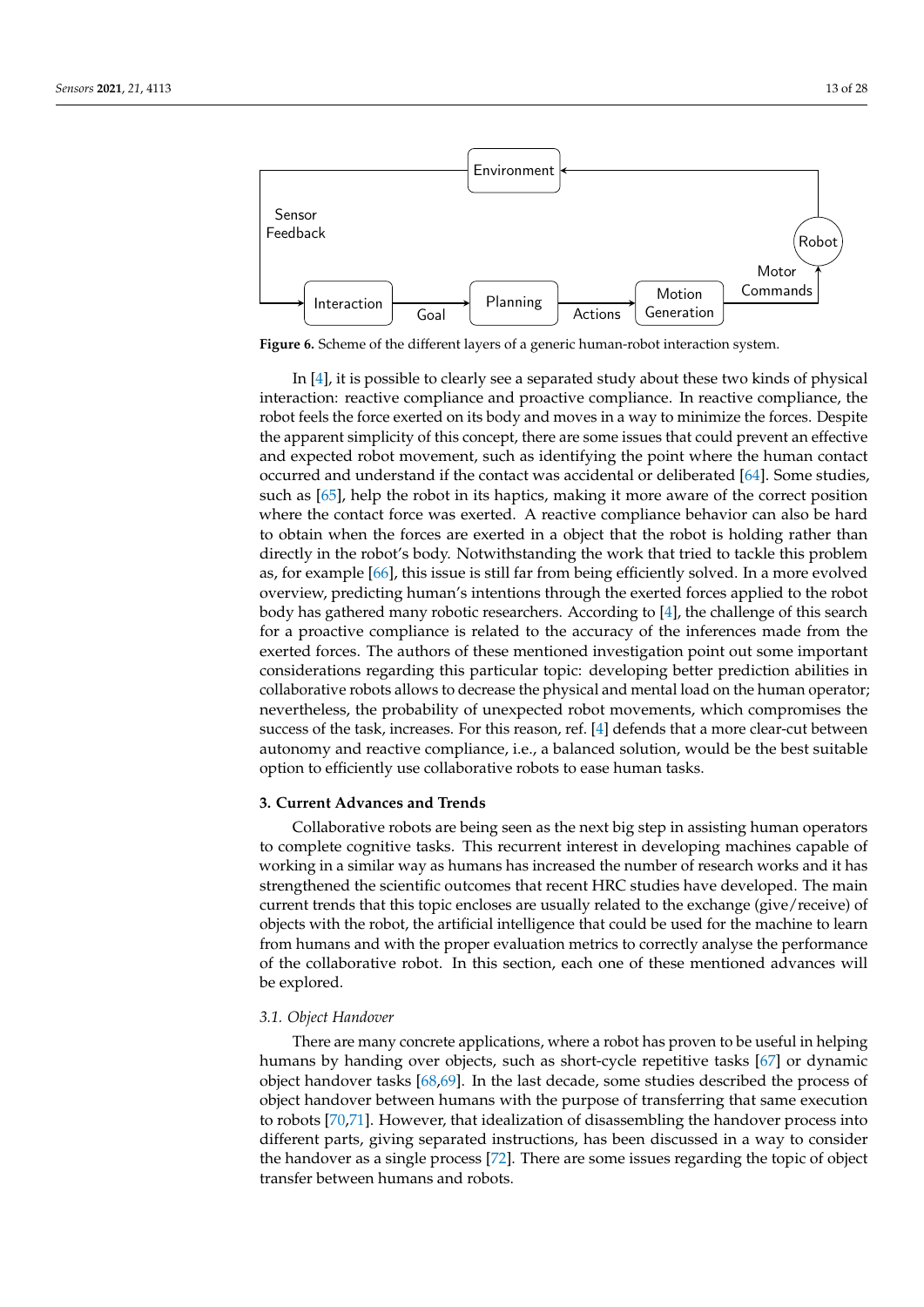Figure 6. Scheme of the different layers of a generic human-robot interaction system.

In [4], it is possible to clearly see a separated study about these two kinds of physical interaction: reactive compliance and proactive compliance. In reactive compliance, the robot feels the force exerted on its body and moves in a way to minimize the forces. Despite the apparent simplicity of this concept, there are some issues that could prevent an effective and expected robot movement, such as identifying the point where the human contact occurred and understand if the contact was accidental or deliberated [64]. Some studies, such as [65], help the robot in its haptics, making it more aware of the correct position where the contact force was exerted. A reactive compliance behavior can also be hard to obtain when the forces are exerted in a object that the robot is holding rather than directly in the robot's body. Notwithstanding the work that tried to tackle this problem as, for example [66], this issue is still far from being efficiently solved. In a more evolved overview, predicting human's intentions through the exerted forces applied to the robot body has gathered many robotic researchers. According to [4], the challenge of this search for a proactive compliance is related to the accuracy of the inferences made from the exerted forces. The authors of these mentioned investigation point out some important considerations regarding this particular topic: developing better prediction abilities in collaborative robots allows to decrease the physical and mental load on the human operator; nevertheless, the probability of unexpected robot movements, which compromises the success of the task, increases. For this reason, ref. [4] defends that a more clear-cut between autonomy and reactive compliance, i.e., a balanced solution, would be the best suitable option to efficiently use collaborative robots to ease human tasks.

## 3. Current Advances and Trends

Collaborative robots are being seen as the next big step in assisting human operators to complete cognitive tasks. This recurrent interest in developing machines capable of working in a similar way as humans has increased the number of research works and it has strengthened the scientific outcomes that recent HRC studies have developed. The main current trends that this topic encloses are usually related to the exchange (give/receive) of objects with the robot, the artificial intelligence that could be used for the machine to learn from humans and with the proper evaluation metrics to correctly analyse the performance of the collaborative robot. In this section, each one of these mentioned advances will be explored.

### 3.1. Object Handover

There are many concrete applications, where a robot has proven to be useful in helping humans by handing over objects, such as short-cycle repetitive tasks [67] or dynamic object handover tasks [68,69]. In the last decade, some studies described the process of object handover between humans with the purpose of transferring that same execution to robots [70,71]. However, that idealization of disassembling the handover process into different parts, giving separated instructions, has been discussed in a way to consider the handover as a single process [72]. There are some issues regarding the topic of object transfer between humans and robots.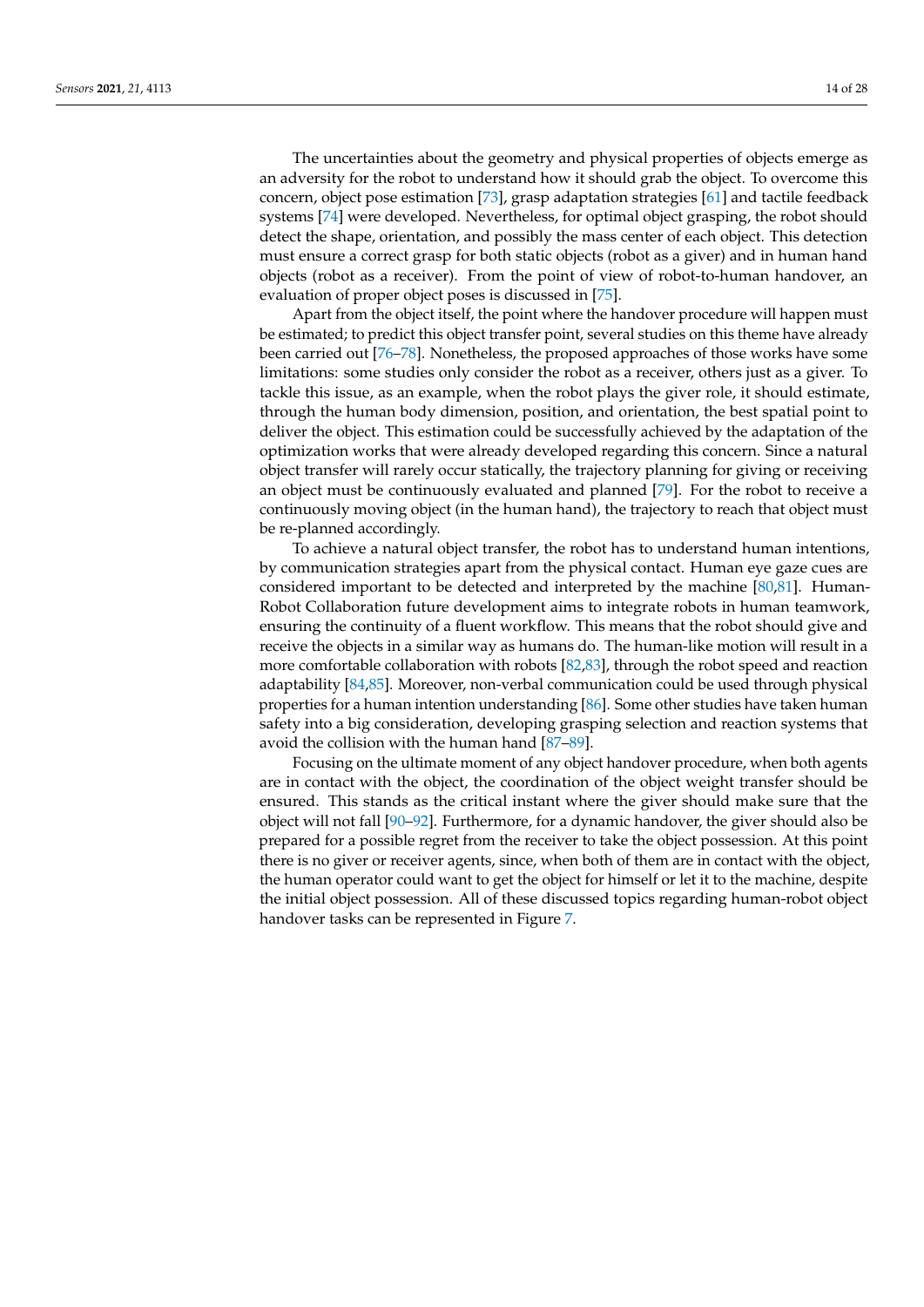The uncertainties about the geometry and physical properties of objects emerge as an adversity for the robot to understand how it should grab the object. To overcome this concern, object pose estimation [73], grasp adaptation strategies [61] and tactile feedback systems [74] were developed. Nevertheless, for optimal object grasping, the robot should detect the shape, orientation, and possibly the mass center of each object. This detection must ensure a correct grasp for both static objects (robot as a giver) and in human hand objects (robot as a receiver). From the point of view of robot-to-human handover, an evaluation of proper object poses is discussed in [75].

Apart from the object itself, the point where the handover procedure will happen must be estimated; to predict this object transfer point, several studies on this theme have already been carried out [76–78]. Nonetheless, the proposed approaches of those works have some limitations: some studies only consider the robot as a receiver, others just as a giver. To tackle this issue, as an example, when the robot plays the giver role, it should estimate, through the human body dimension, position, and orientation, the best spatial point to deliver the object. This estimation could be successfully achieved by the adaptation of the optimization works that were already developed regarding this concern. Since a natural object transfer will rarely occur statically, the trajectory planning for giving or receiving an object must be continuously evaluated and planned [79]. For the robot to receive a continuously moving object (in the human hand), the trajectory to reach that object must be re-planned accordingly.

To achieve a natural object transfer, the robot has to understand human intentions, by communication strategies apart from the physical contact. Human eye gaze cues are considered important to be detected and interpreted by the machine [80,81]. Human-Robot Collaboration future development aims to integrate robots in human teamwork, ensuring the continuity of a fluent workflow. This means that the robot should give and receive the objects in a similar way as humans do. The human-like motion will result in a more comfortable collaboration with robots [82,83], through the robot speed and reaction adaptability [84,85]. Moreover, non-verbal communication could be used through physical properties for a human intention understanding [86]. Some other studies have taken human safety into a big consideration, developing grasping selection and reaction systems that avoid the collision with the human hand [87–89].

Focusing on the ultimate moment of any object handover procedure, when both agents are in contact with the object, the coordination of the object weight transfer should be ensured. This stands as the critical instant where the giver should make sure that the object will not fall [90–92]. Furthermore, for a dynamic handover, the giver should also be prepared for a possible regret from the receiver to take the object possession. At this point there is no giver or receiver agents, since, when both of them are in contact with the object, the human operator could want to get the object for himself or let it to the machine, despite the initial object possession. All of these discussed topics regarding human-robot object handover tasks can be represented in Figure 7.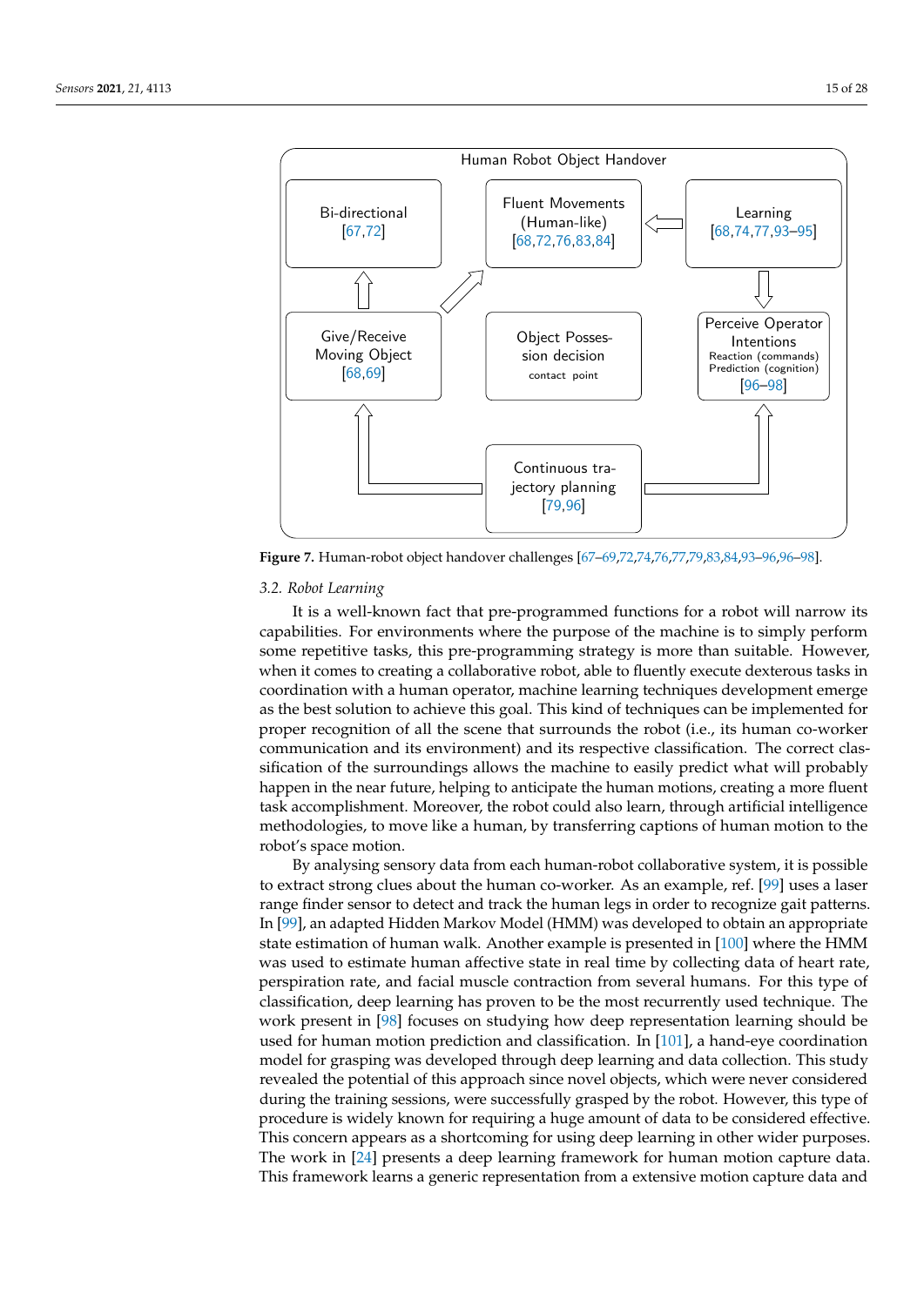Human Robot Object Handover

Bi-directional [67,72]

Fluent Movements (Human-like) [68,72,76,83,84]

Learning [68,74,77,93–95]

Give/Receive Moving Object [68,69]

Object Possession decision
contact point

Perceive Operator Intentions
Reaction (commands)
Prediction (cognition)
[96–98]

Continuous trajectory planning [79,96]

**Figure 7.** Human-robot object handover challenges [67–69,72,74,76,77,79,83,84,93–96,96–98].

### 3.2. Robot Learning

It is a well-known fact that pre-programmed functions for a robot will narrow its capabilities. For environments where the purpose of the machine is to simply perform some repetitive tasks, this pre-programming strategy is more than suitable. However, when it comes to creating a collaborative robot, able to fluently execute dexterous tasks in coordination with a human operator, machine learning techniques development emerge as the best solution to achieve this goal. This kind of techniques can be implemented for proper recognition of all the scene that surrounds the robot (i.e., its human co-worker communication and its environment) and its respective classification. The correct classification of the surroundings allows the machine to easily predict what will probably happen in the near future, helping to anticipate the human motions, creating a more fluent task accomplishment. Moreover, the robot could also learn, through artificial intelligence methodologies, to move like a human, by transferring captions of human motion to the robot's space motion.

By analysing sensory data from each human-robot collaborative system, it is possible to extract strong clues about the human co-worker. As an example, ref. [99] uses a laser range finder sensor to detect and track the human legs in order to recognize gait patterns. In [99], an adapted Hidden Markov Model (HMM) was developed to obtain an appropriate state estimation of human walk. Another example is presented in [100] where the HMM was used to estimate human affective state in real time by collecting data of heart rate, perspiration rate, and facial muscle contraction from several humans. For this type of classification, deep learning has proven to be the most recurrently used technique. The work present in [98] focuses on studying how deep representation learning should be used for human motion prediction and classification. In [101], a hand-eye coordination model for grasping was developed through deep learning and data collection. This study revealed the potential of this approach since novel objects, which were never considered during the training sessions, were successfully grasped by the robot. However, this type of procedure is widely known for requiring a huge amount of data to be considered effective. This concern appears as a shortcoming for using deep learning in other wider purposes. The work in [24] presents a deep learning framework for human motion capture data. This framework learns a generic representation from a extensive motion capture data and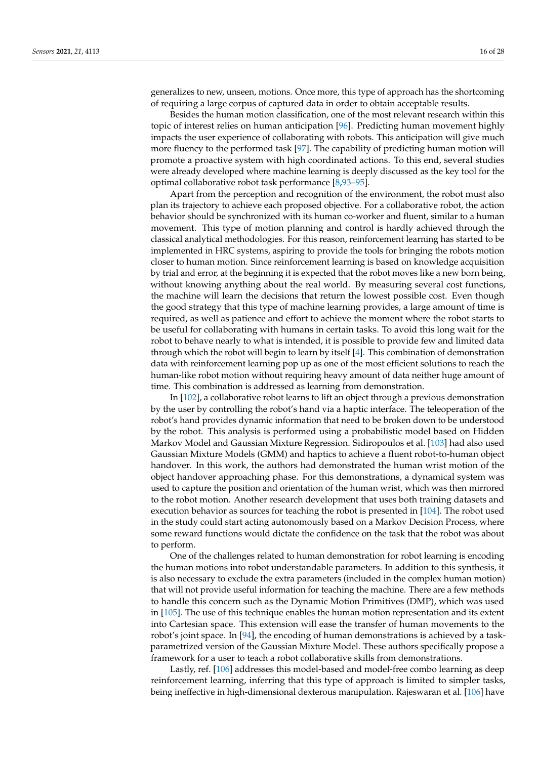generalizes to new, unseen, motions. Once more, this type of approach has the shortcoming of requiring a large corpus of captured data in order to obtain acceptable results.

Besides the human motion classification, one of the most relevant research within this topic of interest relies on human anticipation [96]. Predicting human movement highly impacts the user experience of collaborating with robots. This anticipation will give much more fluency to the performed task [97]. The capability of predicting human motion will promote a proactive system with high coordinated actions. To this end, several studies were already developed where machine learning is deeply discussed as the key tool for the optimal collaborative robot task performance [8,93–95].

Apart from the perception and recognition of the environment, the robot must also plan its trajectory to achieve each proposed objective. For a collaborative robot, the action behavior should be synchronized with its human co-worker and fluent, similar to a human movement. This type of motion planning and control is hardly achieved through the classical analytical methodologies. For this reason, reinforcement learning has started to be implemented in HRC systems, aspiring to provide the tools for bringing the robots motion closer to human motion. Since reinforcement learning is based on knowledge acquisition by trial and error, at the beginning it is expected that the robot moves like a new born being, without knowing anything about the real world. By measuring several cost functions, the machine will learn the decisions that return the lowest possible cost. Even though the good strategy that this type of machine learning provides, a large amount of time is required, as well as patience and effort to achieve the moment where the robot starts to be useful for collaborating with humans in certain tasks. To avoid this long wait for the robot to behave nearly to what is intended, it is possible to provide few and limited data through which the robot will begin to learn by itself [4]. This combination of demonstration data with reinforcement learning pop up as one of the most efficient solutions to reach the human-like robot motion without requiring heavy amount of data neither huge amount of time. This combination is addressed as learning from demonstration.

In [102], a collaborative robot learns to lift an object through a previous demonstration by the user by controlling the robot's hand via a haptic interface. The teleoperation of the robot's hand provides dynamic information that need to be broken down to be understood by the robot. This analysis is performed using a probabilistic model based on Hidden Markov Model and Gaussian Mixture Regression. Sidiropoulos et al. [103] had also used Gaussian Mixture Models (GMM) and haptics to achieve a fluent robot-to-human object handover. In this work, the authors had demonstrated the human wrist motion of the object handover approaching phase. For this demonstrations, a dynamical system was used to capture the position and orientation of the human wrist, which was then mirrored to the robot motion. Another research development that uses both training datasets and execution behavior as sources for teaching the robot is presented in [104]. The robot used in the study could start acting autonomously based on a Markov Decision Process, where some reward functions would dictate the confidence on the task that the robot was about to perform.

One of the challenges related to human demonstration for robot learning is encoding the human motions into robot understandable parameters. In addition to this synthesis, it is also necessary to exclude the extra parameters (included in the complex human motion) that will not provide useful information for teaching the machine. There are a few methods to handle this concern such as the Dynamic Motion Primitives (DMP), which was used in [105]. The use of this technique enables the human motion representation and its extent into Cartesian space. This extension will ease the transfer of human movements to the robot's joint space. In [94], the encoding of human demonstrations is achieved by a task-parametrized version of the Gaussian Mixture Model. These authors specifically propose a framework for a user to teach a robot collaborative skills from demonstrations.

Lastly, ref. [106] addresses this model-based and model-free combo learning as deep reinforcement learning, inferring that this type of approach is limited to simpler tasks, being ineffective in high-dimensional dexterous manipulation. Rajeswaran et al. [106] have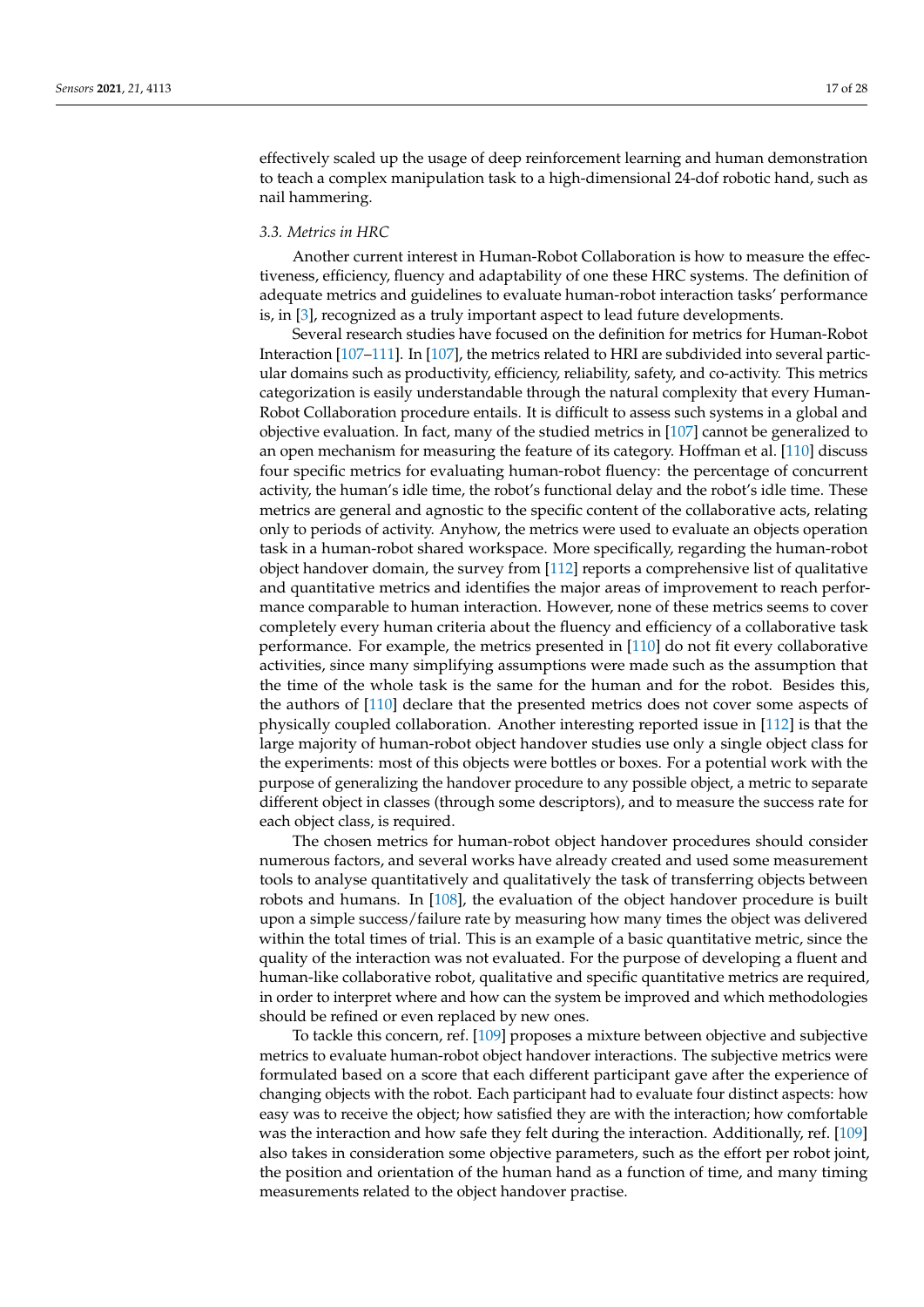effectively scaled up the usage of deep reinforcement learning and human demonstration to teach a complex manipulation task to a high-dimensional 24-dof robotic hand, such as nail hammering.

### 3.3. Metrics in HRC

Another current interest in Human-Robot Collaboration is how to measure the effectiveness, efficiency, fluency and adaptability of one these HRC systems. The definition of adequate metrics and guidelines to evaluate human-robot interaction tasks' performance is, in [3], recognized as a truly important aspect to lead future developments.

Several research studies have focused on the definition for metrics for Human-Robot Interaction [107–111]. In [107], the metrics related to HRI are subdivided into several particular domains such as productivity, efficiency, reliability, safety, and co-activity. This metrics categorization is easily understandable through the natural complexity that every Human-Robot Collaboration procedure entails. It is difficult to assess such systems in a global and objective evaluation. In fact, many of the studied metrics in [107] cannot be generalized to an open mechanism for measuring the feature of its category. Hoffman et al. [110] discuss four specific metrics for evaluating human-robot fluency: the percentage of concurrent activity, the human's idle time, the robot's functional delay and the robot's idle time. These metrics are general and agnostic to the specific content of the collaborative acts, relating only to periods of activity. Anyhow, the metrics were used to evaluate an objects operation task in a human-robot shared workspace. More specifically, regarding the human-robot object handover domain, the survey from [112] reports a comprehensive list of qualitative and quantitative metrics and identifies the major areas of improvement to reach performance comparable to human interaction. However, none of these metrics seems to cover completely every human criteria about the fluency and efficiency of a collaborative task performance. For example, the metrics presented in [110] do not fit every collaborative activities, since many simplifying assumptions were made such as the assumption that the time of the whole task is the same for the human and for the robot. Besides this, the authors of [110] declare that the presented metrics does not cover some aspects of physically coupled collaboration. Another interesting reported issue in [112] is that the large majority of human-robot object handover studies use only a single object class for the experiments: most of this objects were bottles or boxes. For a potential work with the purpose of generalizing the handover procedure to any possible object, a metric to separate different object in classes (through some descriptors), and to measure the success rate for each object class, is required.

The chosen metrics for human-robot object handover procedures should consider numerous factors, and several works have already created and used some measurement tools to analyse quantitatively and qualitatively the task of transferring objects between robots and humans. In [108], the evaluation of the object handover procedure is built upon a simple success/failure rate by measuring how many times the object was delivered within the total times of trial. This is an example of a basic quantitative metric, since the quality of the interaction was not evaluated. For the purpose of developing a fluent and human-like collaborative robot, qualitative and specific quantitative metrics are required, in order to interpret where and how can the system be improved and which methodologies should be refined or even replaced by new ones.

To tackle this concern, ref. [109] proposes a mixture between objective and subjective metrics to evaluate human-robot object handover interactions. The subjective metrics were formulated based on a score that each different participant gave after the experience of changing objects with the robot. Each participant had to evaluate four distinct aspects: how easy was to receive the object; how satisfied they are with the interaction; how comfortable was the interaction and how safe they felt during the interaction. Additionally, ref. [109] also takes in consideration some objective parameters, such as the effort per robot joint, the position and orientation of the human hand as a function of time, and many timing measurements related to the object handover practise.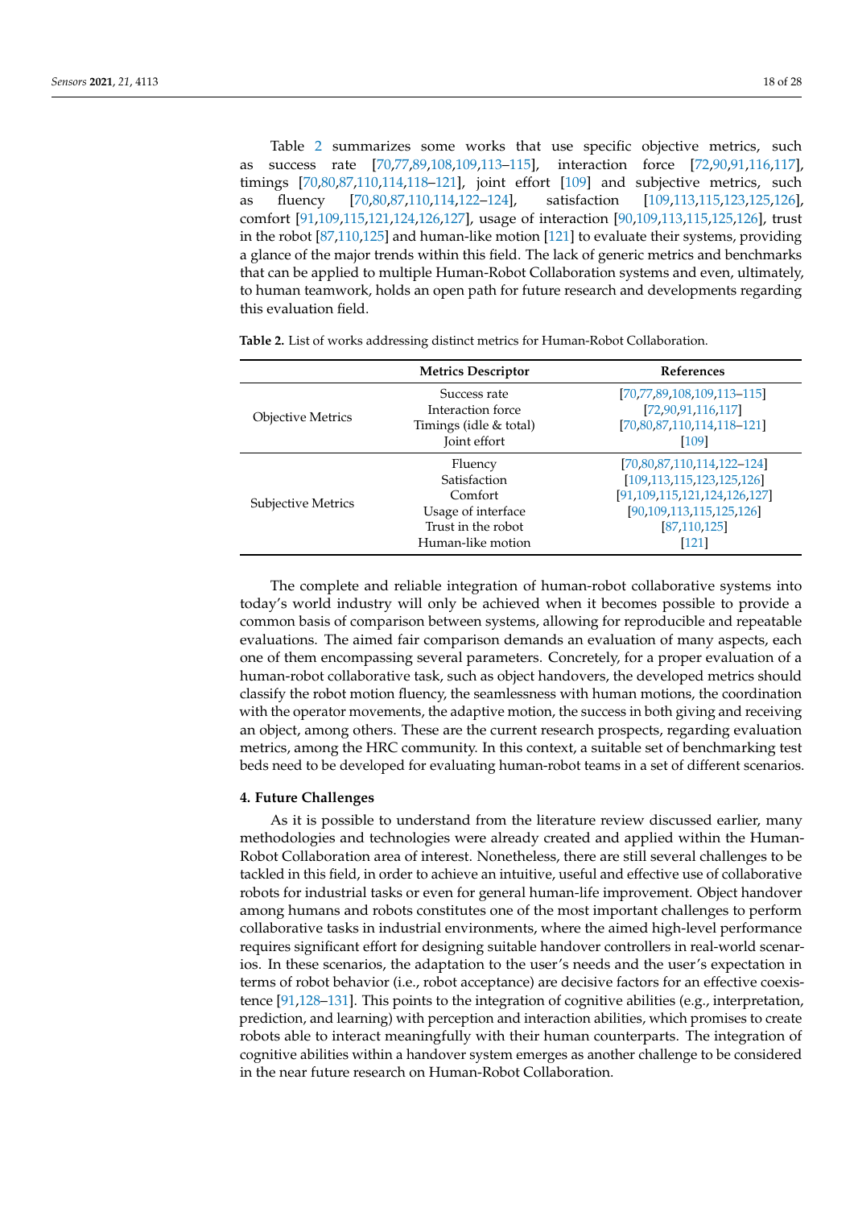Table 2 summarizes some works that use specific objective metrics, such as success rate [70,77,89,108,109,113–115], interaction force [72,90,91,116,117], timings [70,80,87,110,114,118–121], joint effort [109] and subjective metrics, such as fluency [70,80,87,110,114,122–124], satisfaction [109,113,115,123,125,126], comfort [91,109,115,121,124,126,127], usage of interaction [90,109,113,115,125,126], trust in the robot [87,110,125] and human-like motion [121] to evaluate their systems, providing a glance of the major trends within this field. The lack of generic metrics and benchmarks that can be applied to multiple Human-Robot Collaboration systems and even, ultimately, to human teamwork, holds an open path for future research and developments regarding this evaluation field.

**Table 2.** List of works addressing distinct metrics for Human-Robot Collaboration.

| | Metrics Descriptor | References |
|---|---|---|
| Objective Metrics | Success rate | [70,77,89,108,109,113–115] |
| | Interaction force | [72,90,91,116,117] |
| | Timings (idle & total) | [70,80,87,110,114,118–121] |
| | Joint effort | [109] |
| Subjective Metrics | Fluency | [70,80,87,110,114,122–124] |
| | Satisfaction | [109,113,115,123,125,126] |
| | Comfort | [91,109,115,121,124,126,127] |
| | Usage of interface | [90,109,113,115,125,126] |
| | Trust in the robot | [87,110,125] |
| | Human-like motion | [121] |

The complete and reliable integration of human-robot collaborative systems into today's world industry will only be achieved when it becomes possible to provide a common basis of comparison between systems, allowing for reproducible and repeatable evaluations. The aimed fair comparison demands an evaluation of many aspects, each one of them encompassing several parameters. Concretely, for a proper evaluation of a human-robot collaborative task, such as object handovers, the developed metrics should classify the robot motion fluency, the seamlessness with human motions, the coordination with the operator movements, the adaptive motion, the success in both giving and receiving an object, among others. These are the current research prospects, regarding evaluation metrics, among the HRC community. In this context, a suitable set of benchmarking test beds need to be developed for evaluating human-robot teams in a set of different scenarios.

## 4. Future Challenges

As it is possible to understand from the literature review discussed earlier, many methodologies and technologies were already created and applied within the Human-Robot Collaboration area of interest. Nonetheless, there are still several challenges to be tackled in this field, in order to achieve an intuitive, useful and effective use of collaborative robots for industrial tasks or even for general human-life improvement. Object handover among humans and robots constitutes one of the most important challenges to perform collaborative tasks in industrial environments, where the aimed high-level performance requires significant effort for designing suitable handover controllers in real-world scenarios. In these scenarios, the adaptation to the user's needs and the user's expectation in terms of robot behavior (i.e., robot acceptance) are decisive factors for an effective coexistence [91,128–131]. This points to the integration of cognitive abilities (e.g., interpretation, prediction, and learning) with perception and interaction abilities, which promises to create robots able to interact meaningfully with their human counterparts. The integration of cognitive abilities within a handover system emerges as another challenge to be considered in the near future research on Human-Robot Collaboration.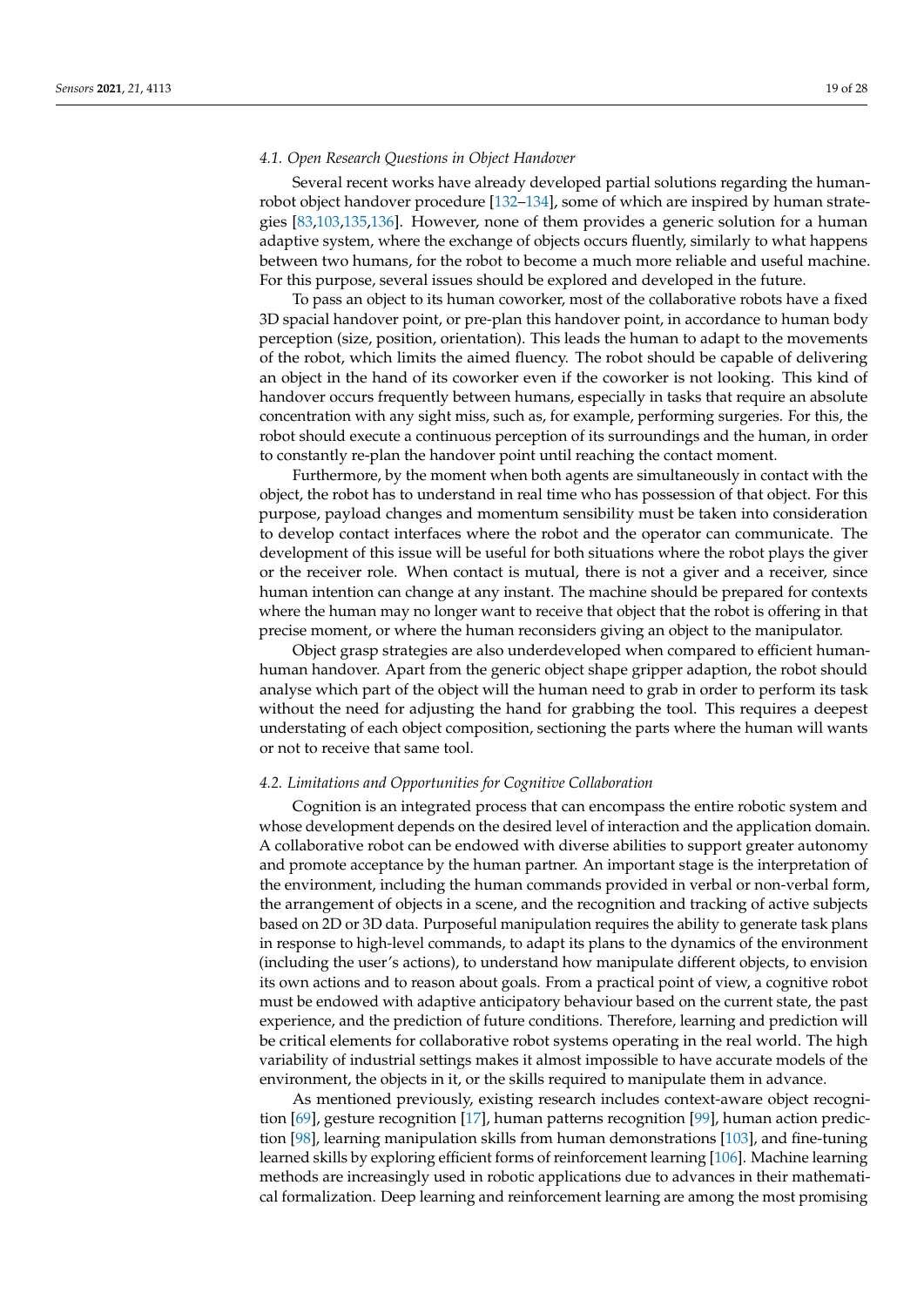### 4.1. Open Research Questions in Object Handover

Several recent works have already developed partial solutions regarding the human-robot object handover procedure [132–134], some of which are inspired by human strategies [83,103,135,136]. However, none of them provides a generic solution for a human adaptive system, where the exchange of objects occurs fluently, similarly to what happens between two humans, for the robot to become a much more reliable and useful machine. For this purpose, several issues should be explored and developed in the future.

To pass an object to its human coworker, most of the collaborative robots have a fixed 3D spacial handover point, or pre-plan this handover point, in accordance to human body perception (size, position, orientation). This leads the human to adapt to the movements of the robot, which limits the aimed fluency. The robot should be capable of delivering an object in the hand of its coworker even if the coworker is not looking. This kind of handover occurs frequently between humans, especially in tasks that require an absolute concentration with any sight miss, such as, for example, performing surgeries. For this, the robot should execute a continuous perception of its surroundings and the human, in order to constantly re-plan the handover point until reaching the contact moment.

Furthermore, by the moment when both agents are simultaneously in contact with the object, the robot has to understand in real time who has possession of that object. For this purpose, payload changes and momentum sensibility must be taken into consideration to develop contact interfaces where the robot and the operator can communicate. The development of this issue will be useful for both situations where the robot plays the giver or the receiver role. When contact is mutual, there is not a giver and a receiver, since human intention can change at any instant. The machine should be prepared for contexts where the human may no longer want to receive that object that the robot is offering in that precise moment, or where the human reconsiders giving an object to the manipulator.

Object grasp strategies are also underdeveloped when compared to efficient human-human handover. Apart from the generic object shape gripper adaption, the robot should analyse which part of the object will the human need to grab in order to perform its task without the need for adjusting the hand for grabbing the tool. This requires a deepest understating of each object composition, sectioning the parts where the human will wants or not to receive that same tool.

### 4.2. Limitations and Opportunities for Cognitive Collaboration

Cognition is an integrated process that can encompass the entire robotic system and whose development depends on the desired level of interaction and the application domain. A collaborative robot can be endowed with diverse abilities to support greater autonomy and promote acceptance by the human partner. An important stage is the interpretation of the environment, including the human commands provided in verbal or non-verbal form, the arrangement of objects in a scene, and the recognition and tracking of active subjects based on 2D or 3D data. Purposeful manipulation requires the ability to generate task plans in response to high-level commands, to adapt its plans to the dynamics of the environment (including the user's actions), to understand how manipulate different objects, to envision its own actions and to reason about goals. From a practical point of view, a cognitive robot must be endowed with adaptive anticipatory behaviour based on the current state, the past experience, and the prediction of future conditions. Therefore, learning and prediction will be critical elements for collaborative robot systems operating in the real world. The high variability of industrial settings makes it almost impossible to have accurate models of the environment, the objects in it, or the skills required to manipulate them in advance.

As mentioned previously, existing research includes context-aware object recognition [69], gesture recognition [17], human patterns recognition [99], human action prediction [98], learning manipulation skills from human demonstrations [103], and fine-tuning learned skills by exploring efficient forms of reinforcement learning [106]. Machine learning methods are increasingly used in robotic applications due to advances in their mathematical formalization. Deep learning and reinforcement learning are among the most promising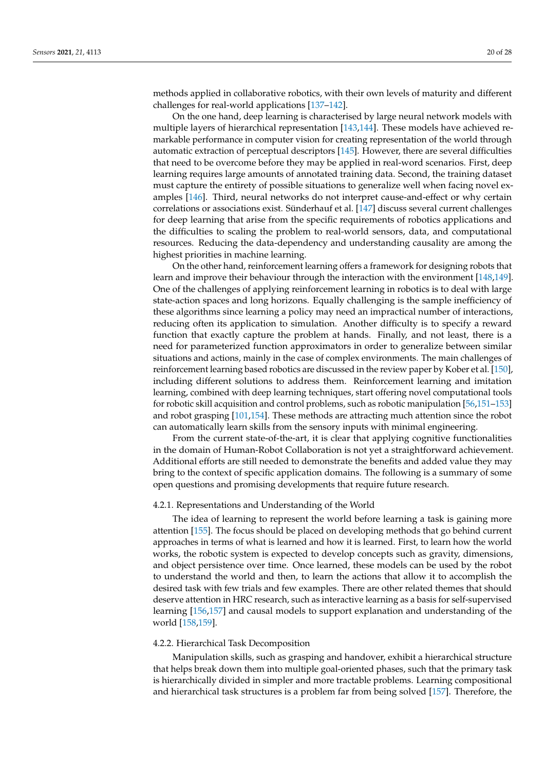methods applied in collaborative robotics, with their own levels of maturity and different challenges for real-world applications [137–142].

On the one hand, deep learning is characterised by large neural network models with multiple layers of hierarchical representation [143,144]. These models have achieved remarkable performance in computer vision for creating representation of the world through automatic extraction of perceptual descriptors [145]. However, there are several difficulties that need to be overcome before they may be applied in real-word scenarios. First, deep learning requires large amounts of annotated training data. Second, the training dataset must capture the entirety of possible situations to generalize well when facing novel examples [146]. Third, neural networks do not interpret cause-and-effect or why certain correlations or associations exist. Sünderhauf et al. [147] discuss several current challenges for deep learning that arise from the specific requirements of robotics applications and the difficulties to scaling the problem to real-world sensors, data, and computational resources. Reducing the data-dependency and understanding causality are among the highest priorities in machine learning.

On the other hand, reinforcement learning offers a framework for designing robots that learn and improve their behaviour through the interaction with the environment [148,149]. One of the challenges of applying reinforcement learning in robotics is to deal with large state-action spaces and long horizons. Equally challenging is the sample inefficiency of these algorithms since learning a policy may need an impractical number of interactions, reducing often its application to simulation. Another difficulty is to specify a reward function that exactly capture the problem at hands. Finally, and not least, there is a need for parameterized function approximators in order to generalize between similar situations and actions, mainly in the case of complex environments. The main challenges of reinforcement learning based robotics are discussed in the review paper by Kober et al. [150], including different solutions to address them. Reinforcement learning and imitation learning, combined with deep learning techniques, start offering novel computational tools for robotic skill acquisition and control problems, such as robotic manipulation [56,151–153] and robot grasping [101,154]. These methods are attracting much attention since the robot can automatically learn skills from the sensory inputs with minimal engineering.

From the current state-of-the-art, it is clear that applying cognitive functionalities in the domain of Human-Robot Collaboration is not yet a straightforward achievement. Additional efforts are still needed to demonstrate the benefits and added value they may bring to the context of specific application domains. The following is a summary of some open questions and promising developments that require future research.

#### 4.2.1. Representations and Understanding of the World

The idea of learning to represent the world before learning a task is gaining more attention [155]. The focus should be placed on developing methods that go behind current approaches in terms of what is learned and how it is learned. First, to learn how the world works, the robotic system is expected to develop concepts such as gravity, dimensions, and object persistence over time. Once learned, these models can be used by the robot to understand the world and then, to learn the actions that allow it to accomplish the desired task with few trials and few examples. There are other related themes that should deserve attention in HRC research, such as interactive learning as a basis for self-supervised learning [156,157] and causal models to support explanation and understanding of the world [158,159].

#### 4.2.2. Hierarchical Task Decomposition

Manipulation skills, such as grasping and handover, exhibit a hierarchical structure that helps break down them into multiple goal-oriented phases, such that the primary task is hierarchically divided in simpler and more tractable problems. Learning compositional and hierarchical task structures is a problem far from being solved [157]. Therefore, the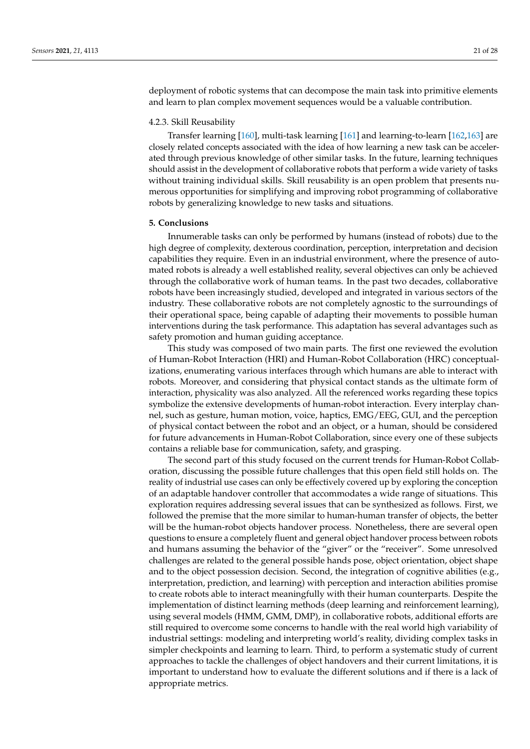deployment of robotic systems that can decompose the main task into primitive elements and learn to plan complex movement sequences would be a valuable contribution.

#### 4.2.3. Skill Reusability

Transfer learning [160], multi-task learning [161] and learning-to-learn [162,163] are closely related concepts associated with the idea of how learning a new task can be accelerated through previous knowledge of other similar tasks. In the future, learning techniques should assist in the development of collaborative robots that perform a wide variety of tasks without training individual skills. Skill reusability is an open problem that presents numerous opportunities for simplifying and improving robot programming of collaborative robots by generalizing knowledge to new tasks and situations.

## 5. Conclusions

Innumerable tasks can only be performed by humans (instead of robots) due to the high degree of complexity, dexterous coordination, perception, interpretation and decision capabilities they require. Even in an industrial environment, where the presence of automated robots is already a well established reality, several objectives can only be achieved through the collaborative work of human teams. In the past two decades, collaborative robots have been increasingly studied, developed and integrated in various sectors of the industry. These collaborative robots are not completely agnostic to the surroundings of their operational space, being capable of adapting their movements to possible human interventions during the task performance. This adaptation has several advantages such as safety promotion and human guiding acceptance.

This study was composed of two main parts. The first one reviewed the evolution of Human-Robot Interaction (HRI) and Human-Robot Collaboration (HRC) conceptualizations, enumerating various interfaces through which humans are able to interact with robots. Moreover, and considering that physical contact stands as the ultimate form of interaction, physicality was also analyzed. All the referenced works regarding these topics symbolize the extensive developments of human-robot interaction. Every interplay channel, such as gesture, human motion, voice, haptics, EMG/EEG, GUI, and the perception of physical contact between the robot and an object, or a human, should be considered for future advancements in Human-Robot Collaboration, since every one of these subjects contains a reliable base for communication, safety, and grasping.

The second part of this study focused on the current trends for Human-Robot Collaboration, discussing the possible future challenges that this open field still holds on. The reality of industrial use cases can only be effectively covered up by exploring the conception of an adaptable handover controller that accommodates a wide range of situations. This exploration requires addressing several issues that can be synthesized as follows. First, we followed the premise that the more similar to human-human transfer of objects, the better will be the human-robot objects handover process. Nonetheless, there are several open questions to ensure a completely fluent and general object handover process between robots and humans assuming the behavior of the "giver" or the "receiver". Some unresolved challenges are related to the general possible hands pose, object orientation, object shape and to the object possession decision. Second, the integration of cognitive abilities (e.g., interpretation, prediction, and learning) with perception and interaction abilities promise to create robots able to interact meaningfully with their human counterparts. Despite the implementation of distinct learning methods (deep learning and reinforcement learning), using several models (HMM, GMM, DMP), in collaborative robots, additional efforts are still required to overcome some concerns to handle with the real world high variability of industrial settings: modeling and interpreting world's reality, dividing complex tasks in simpler checkpoints and learning to learn. Third, to perform a systematic study of current approaches to tackle the challenges of object handovers and their current limitations, it is important to understand how to evaluate the different solutions and if there is a lack of appropriate metrics.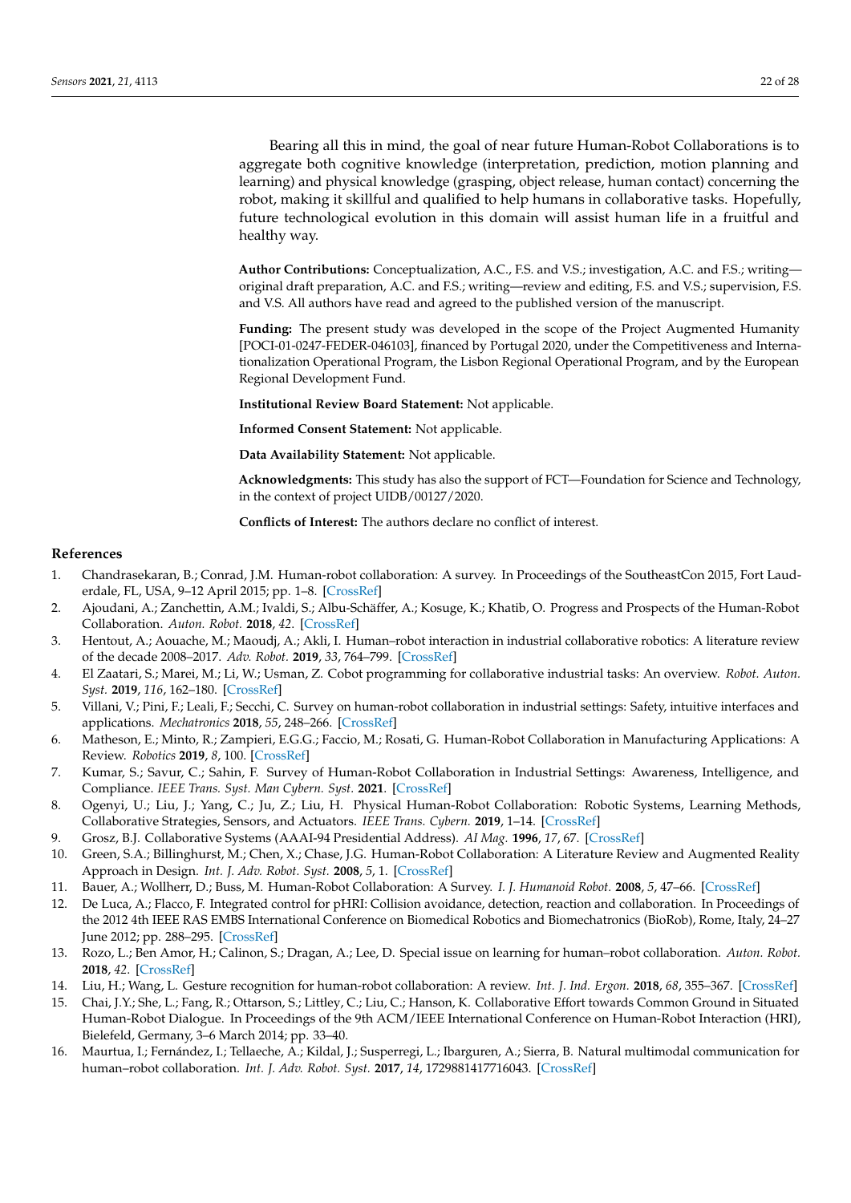Bearing all this in mind, the goal of near future Human-Robot Collaborations is to aggregate both cognitive knowledge (interpretation, prediction, motion planning and learning) and physical knowledge (grasping, object release, human contact) concerning the robot, making it skillful and qualified to help humans in collaborative tasks. Hopefully, future technological evolution in this domain will assist human life in a fruitful and healthy way.

**Author Contributions:** Conceptualization, A.C., F.S. and V.S.; investigation, A.C. and F.S.; writing—original draft preparation, A.C. and F.S.; writing—review and editing, F.S. and V.S.; supervision, F.S. and V.S. All authors have read and agreed to the published version of the manuscript.

**Funding:** The present study was developed in the scope of the Project Augmented Humanity [POCI-01-0247-FEDER-046103], financed by Portugal 2020, under the Competitiveness and Internationalization Operational Program, the Lisbon Regional Operational Program, and by the European Regional Development Fund.

**Institutional Review Board Statement:** Not applicable.

**Informed Consent Statement:** Not applicable.

**Data Availability Statement:** Not applicable.

**Acknowledgments:** This study has also the support of FCT—Foundation for Science and Technology, in the context of project UIDB/00127/2020.

**Conflicts of Interest:** The authors declare no conflict of interest.

## References

1. Chandrasekaran, B.; Conrad, J.M. Human-robot collaboration: A survey. In Proceedings of the SoutheastCon 2015, Fort Lauderdale, FL, USA, 9–12 April 2015; pp. 1–8. [CrossRef]
2. Ajoudani, A.; Zanchettin, A.M.; Ivaldi, S.; Albu-Schäffer, A.; Kosuge, K.; Khatib, O. Progress and Prospects of the Human-Robot Collaboration. *Auton. Robot.* **2018**, *42*. [CrossRef]
3. Hentout, A.; Aouache, M.; Maoudj, A.; Akli, I. Human–robot interaction in industrial collaborative robotics: A literature review of the decade 2008–2017. *Adv. Robot.* **2019**, *33*, 764–799. [CrossRef]
4. El Zaatari, S.; Marei, M.; Li, W.; Usman, Z. Cobot programming for collaborative industrial tasks: An overview. *Robot. Auton. Syst.* **2019**, *116*, 162–180. [CrossRef]
5. Villani, V.; Pini, F.; Leali, F.; Secchi, C. Survey on human-robot collaboration in industrial settings: Safety, intuitive interfaces and applications. *Mechatronics* **2018**, *55*, 248–266. [CrossRef]
6. Matheson, E.; Minto, R.; Zampieri, E.G.G.; Faccio, M.; Rosati, G. Human-Robot Collaboration in Manufacturing Applications: A Review. *Robotics* **2019**, *8*, 100. [CrossRef]
7. Kumar, S.; Savur, C.; Sahin, F. Survey of Human-Robot Collaboration in Industrial Settings: Awareness, Intelligence, and Compliance. *IEEE Trans. Syst. Man Cybern. Syst.* **2021**. [CrossRef]
8. Ogenyi, U.; Liu, J.; Yang, C.; Ju, Z.; Liu, H. Physical Human-Robot Collaboration: Robotic Systems, Learning Methods, Collaborative Strategies, Sensors, and Actuators. *IEEE Trans. Cybern.* **2019**, 1–14. [CrossRef]
9. Grosz, B.J. Collaborative Systems (AAAI-94 Presidential Address). *AI Mag.* **1996**, *17*, 67. [CrossRef]
10. Green, S.A.; Billinghurst, M.; Chen, X.; Chase, J.G. Human-Robot Collaboration: A Literature Review and Augmented Reality Approach in Design. *Int. J. Adv. Robot. Syst.* **2008**, *5*, 1. [CrossRef]
11. Bauer, A.; Wollherr, D.; Buss, M. Human-Robot Collaboration: A Survey. *I. J. Humanoid Robot.* **2008**, *5*, 47–66. [CrossRef]
12. De Luca, A.; Flacco, F. Integrated control for pHRI: Collision avoidance, detection, reaction and collaboration. In Proceedings of the 2012 4th IEEE RAS EMBS International Conference on Biomedical Robotics and Biomechatronics (BioRob), Rome, Italy, 24–27 June 2012; pp. 288–295. [CrossRef]
13. Rozo, L.; Ben Amor, H.; Calinon, S.; Dragan, A.; Lee, D. Special issue on learning for human–robot collaboration. *Auton. Robot.* **2018**, *42*. [CrossRef]
14. Liu, H.; Wang, L. Gesture recognition for human-robot collaboration: A review. *Int. J. Ind. Ergon.* **2018**, *68*, 355–367. [CrossRef]
15. Chai, J.Y.; She, L.; Fang, R.; Ottarson, S.; Littley, C.; Liu, C.; Hanson, K. Collaborative Effort towards Common Ground in Situated Human-Robot Dialogue. In Proceedings of the 9th ACM/IEEE International Conference on Human-Robot Interaction (HRI), Bielefeld, Germany, 3–6 March 2014; pp. 33–40.
16. Maurtua, I.; Fernández, I.; Tellaeche, A.; Kildal, J.; Susperregi, L.; Ibarguren, A.; Sierra, B. Natural multimodal communication for human–robot collaboration. *Int. J. Adv. Robot. Syst.* **2017**, *14*, 1729881417716043. [CrossRef]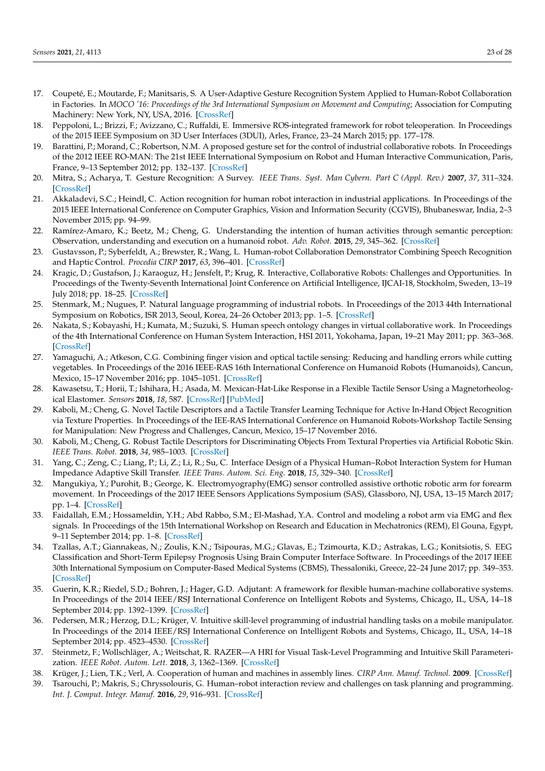17. Coupeté, E.; Moutarde, F.; Manitsaris, S. A User-Adaptive Gesture Recognition System Applied to Human-Robot Collaboration in Factories. In *MOCO '16: Proceedings of the 3rd International Symposium on Movement and Computing*; Association for Computing Machinery: New York, NY, USA, 2016. [CrossRef]
18. Peppoloni, L.; Brizzi, F.; Avizzano, C.; Ruffaldi, E. Immersive ROS-integrated framework for robot teleoperation. In Proceedings of the 2015 IEEE Symposium on 3D User Interfaces (3DUI), Arles, France, 23–24 March 2015; pp. 177–178.
19. Barattini, P.; Morand, C.; Robertson, N.M. A proposed gesture set for the control of industrial collaborative robots. In Proceedings of the 2012 IEEE RO-MAN: The 21st IEEE International Symposium on Robot and Human Interactive Communication, Paris, France, 9–13 September 2012; pp. 132–137. [CrossRef]
20. Mitra, S.; Acharya, T. Gesture Recognition: A Survey. *IEEE Trans. Syst. Man Cybern. Part C (Appl. Rev.)* **2007**, *37*, 311–324. [CrossRef]
21. Akkaladevi, S.C.; Heindl, C. Action recognition for human robot interaction in industrial applications. In Proceedings of the 2015 IEEE International Conference on Computer Graphics, Vision and Information Security (CGVIS), Bhubaneswar, India, 2–3 November 2015; pp. 94–99.
22. Ramírez-Amaro, K.; Beetz, M.; Cheng, G. Understanding the intention of human activities through semantic perception: Observation, understanding and execution on a humanoid robot. *Adv. Robot.* **2015**, *29*, 345–362. [CrossRef]
23. Gustavsson, P.; Syberfeldt, A.; Brewster, R.; Wang, L. Human-robot Collaboration Demonstrator Combining Speech Recognition and Haptic Control. *Procedia CIRP* **2017**, *63*, 396–401. [CrossRef]
24. Kragic, D.; Gustafson, J.; Karaoguz, H.; Jensfelt, P.; Krug, R. Interactive, Collaborative Robots: Challenges and Opportunities. In Proceedings of the Twenty-Seventh International Joint Conference on Artificial Intelligence, IJCAI-18, Stockholm, Sweden, 13–19 July 2018; pp. 18–25. [CrossRef]
25. Stenmark, M.; Nugues, P. Natural language programming of industrial robots. In Proceedings of the 2013 44th International Symposium on Robotics, ISR 2013, Seoul, Korea, 24–26 October 2013; pp. 1–5. [CrossRef]
26. Nakata, S.; Kobayashi, H.; Kumata, M.; Suzuki, S. Human speech ontology changes in virtual collaborative work. In Proceedings of the 4th International Conference on Human System Interaction, HSI 2011, Yokohama, Japan, 19–21 May 2011; pp. 363–368. [CrossRef]
27. Yamaguchi, A.; Atkeson, C.G. Combining finger vision and optical tactile sensing: Reducing and handling errors while cutting vegetables. In Proceedings of the 2016 IEEE-RAS 16th International Conference on Humanoid Robots (Humanoids), Cancun, Mexico, 15–17 November 2016; pp. 1045–1051. [CrossRef]
28. Kawasetsu, T.; Horii, T.; Ishihara, H.; Asada, M. Mexican-Hat-Like Response in a Flexible Tactile Sensor Using a Magnetorheological Elastomer. *Sensors* **2018**, *18*, 587. [CrossRef] [PubMed]
29. Kaboli, M.; Cheng, G. Novel Tactile Descriptors and a Tactile Transfer Learning Technique for Active In-Hand Object Recognition via Texture Properties. In Proceedings of the IEE-RAS International Conference on Humanoid Robots-Workshop Tactile Sensing for Manipulation: New Progress and Challenges, Cancun, Mexico, 15–17 November 2016.
30. Kaboli, M.; Cheng, G. Robust Tactile Descriptors for Discriminating Objects From Textural Properties via Artificial Robotic Skin. *IEEE Trans. Robot.* **2018**, *34*, 985–1003. [CrossRef]
31. Yang, C.; Zeng, C.; Liang, P.; Li, Z.; Li, R.; Su, C. Interface Design of a Physical Human–Robot Interaction System for Human Impedance Adaptive Skill Transfer. *IEEE Trans. Autom. Sci. Eng.* **2018**, *15*, 329–340. [CrossRef]
32. Mangukiya, Y.; Purohit, B.; George, K. Electromyography(EMG) sensor controlled assistive orthotic robotic arm for forearm movement. In Proceedings of the 2017 IEEE Sensors Applications Symposium (SAS), Glassboro, NJ, USA, 13–15 March 2017; pp. 1–4. [CrossRef]
33. Faidallah, E.M.; Hossameldin, Y.H.; Abd Rabbo, S.M.; El-Mashad, Y.A. Control and modeling a robot arm via EMG and flex signals. In Proceedings of the 15th International Workshop on Research and Education in Mechatronics (REM), El Gouna, Egypt, 9–11 September 2014; pp. 1–8. [CrossRef]
34. Tzallas, A.T.; Giannakeas, N.; Zoulis, K.N.; Tsipouras, M.G.; Glavas, E.; Tzimourta, K.D.; Astrakas, L.G.; Konitsiotis, S. EEG Classification and Short-Term Epilepsy Prognosis Using Brain Computer Interface Software. In Proceedings of the 2017 IEEE 30th International Symposium on Computer-Based Medical Systems (CBMS), Thessaloniki, Greece, 22–24 June 2017; pp. 349–353. [CrossRef]
35. Guerin, K.R.; Riedel, S.D.; Bohren, J.; Hager, G.D. Adjutant: A framework for flexible human-machine collaborative systems. In Proceedings of the 2014 IEEE/RSJ International Conference on Intelligent Robots and Systems, Chicago, IL, USA, 14–18 September 2014; pp. 1392–1399. [CrossRef]
36. Pedersen, M.R.; Herzog, D.L.; Krüger, V. Intuitive skill-level programming of industrial handling tasks on a mobile manipulator. In Proceedings of the 2014 IEEE/RSJ International Conference on Intelligent Robots and Systems, Chicago, IL, USA, 14–18 September 2014; pp. 4523–4530. [CrossRef]
37. Steinmetz, F.; Wollschläger, A.; Weitschat, R. RAZER—A HRI for Visual Task-Level Programming and Intuitive Skill Parameterization. *IEEE Robot. Autom. Lett.* **2018**, *3*, 1362–1369. [CrossRef]
38. Krüger, J.; Lien, T.K.; Verl, A. Cooperation of human and machines in assembly lines. *CIRP Ann. Manuf. Technol.* **2009**. [CrossRef]
39. Tsarouchi, P.; Makris, S.; Chryssolouris, G. Human–robot interaction review and challenges on task planning and programming. *Int. J. Comput. Integr. Manuf.* **2016**, *29*, 916–931. [CrossRef]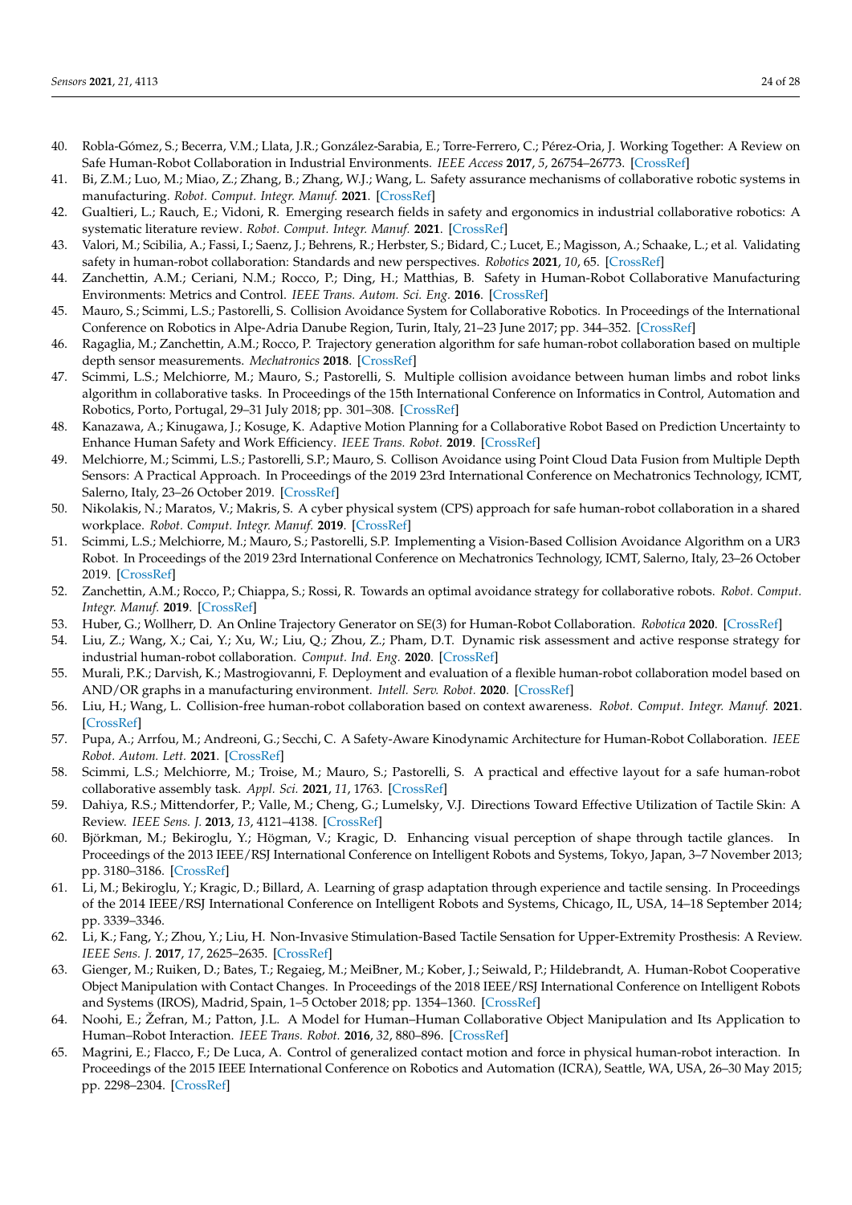40. Robla-Gómez, S.; Becerra, V.M.; Llata, J.R.; González-Sarabia, E.; Torre-Ferrero, C.; Pérez-Oria, J. Working Together: A Review on Safe Human-Robot Collaboration in Industrial Environments. *IEEE Access* **2017**, *5*, 26754–26773. [CrossRef]
41. Bi, Z.M.; Luo, M.; Miao, Z.; Zhang, B.; Zhang, W.J.; Wang, L. Safety assurance mechanisms of collaborative robotic systems in manufacturing. *Robot. Comput. Integr. Manuf.* **2021**. [CrossRef]
42. Gualtieri, L.; Rauch, E.; Vidoni, R. Emerging research fields in safety and ergonomics in industrial collaborative robotics: A systematic literature review. *Robot. Comput. Integr. Manuf.* **2021**. [CrossRef]
43. Valori, M.; Scibilia, A.; Fassi, I.; Saenz, J.; Behrens, R.; Herbster, S.; Bidard, C.; Lucet, E.; Magisson, A.; Schaake, L.; et al. Validating safety in human-robot collaboration: Standards and new perspectives. *Robotics* **2021**, *10*, 65. [CrossRef]
44. Zanchettin, A.M.; Ceriani, N.M.; Rocco, P.; Ding, H.; Matthias, B. Safety in Human-Robot Collaborative Manufacturing Environments: Metrics and Control. *IEEE Trans. Autom. Sci. Eng.* **2016**. [CrossRef]
45. Mauro, S.; Scimmi, L.S.; Pastorelli, S. Collision Avoidance System for Collaborative Robotics. In Proceedings of the International Conference on Robotics in Alpe-Adria Danube Region, Turin, Italy, 21–23 June 2017; pp. 344–352. [CrossRef]
46. Ragaglia, M.; Zanchettin, A.M.; Rocco, P. Trajectory generation algorithm for safe human-robot collaboration based on multiple depth sensor measurements. *Mechatronics* **2018**. [CrossRef]
47. Scimmi, L.S.; Melchiorre, M.; Mauro, S.; Pastorelli, S. Multiple collision avoidance between human limbs and robot links algorithm in collaborative tasks. In Proceedings of the 15th International Conference on Informatics in Control, Automation and Robotics, Porto, Portugal, 29–31 July 2018; pp. 301–308. [CrossRef]
48. Kanazawa, A.; Kinugawa, J.; Kosuge, K. Adaptive Motion Planning for a Collaborative Robot Based on Prediction Uncertainty to Enhance Human Safety and Work Efficiency. *IEEE Trans. Robot.* **2019**. [CrossRef]
49. Melchiorre, M.; Scimmi, L.S.; Pastorelli, S.P.; Mauro, S. Collison Avoidance using Point Cloud Data Fusion from Multiple Depth Sensors: A Practical Approach. In Proceedings of the 2019 23rd International Conference on Mechatronics Technology, ICMT, Salerno, Italy, 23–26 October 2019. [CrossRef]
50. Nikolakis, N.; Maratos, V.; Makris, S. A cyber physical system (CPS) approach for safe human-robot collaboration in a shared workplace. *Robot. Comput. Integr. Manuf.* **2019**. [CrossRef]
51. Scimmi, L.S.; Melchiorre, M.; Mauro, S.; Pastorelli, S.P. Implementing a Vision-Based Collision Avoidance Algorithm on a UR3 Robot. In Proceedings of the 2019 23rd International Conference on Mechatronics Technology, ICMT, Salerno, Italy, 23–26 October 2019. [CrossRef]
52. Zanchettin, A.M.; Rocco, P.; Chiappa, S.; Rossi, R. Towards an optimal avoidance strategy for collaborative robots. *Robot. Comput. Integr. Manuf.* **2019**. [CrossRef]
53. Huber, G.; Wollherr, D. An Online Trajectory Generator on SE(3) for Human-Robot Collaboration. *Robotica* **2020**. [CrossRef]
54. Liu, Z.; Wang, X.; Cai, Y.; Xu, W.; Liu, Q.; Zhou, Z.; Pham, D.T. Dynamic risk assessment and active response strategy for industrial human-robot collaboration. *Comput. Ind. Eng.* **2020**. [CrossRef]
55. Murali, P.K.; Darvish, K.; Mastrogiovanni, F. Deployment and evaluation of a flexible human-robot collaboration model based on AND/OR graphs in a manufacturing environment. *Intell. Serv. Robot.* **2020**. [CrossRef]
56. Liu, H.; Wang, L. Collision-free human-robot collaboration based on context awareness. *Robot. Comput. Integr. Manuf.* **2021**. [CrossRef]
57. Pupa, A.; Arrfou, M.; Andreoni, G.; Secchi, C. A Safety-Aware Kinodynamic Architecture for Human-Robot Collaboration. *IEEE Robot. Autom. Lett.* **2021**. [CrossRef]
58. Scimmi, L.S.; Melchiorre, M.; Troise, M.; Mauro, S.; Pastorelli, S. A practical and effective layout for a safe human-robot collaborative assembly task. *Appl. Sci.* **2021**, *11*, 1763. [CrossRef]
59. Dahiya, R.S.; Mittendorfer, P.; Valle, M.; Cheng, G.; Lumelsky, V.J. Directions Toward Effective Utilization of Tactile Skin: A Review. *IEEE Sens. J.* **2013**, *13*, 4121–4138. [CrossRef]
60. Björkman, M.; Bekiroglu, Y.; Högman, V.; Kragic, D. Enhancing visual perception of shape through tactile glances. In Proceedings of the 2013 IEEE/RSJ International Conference on Intelligent Robots and Systems, Tokyo, Japan, 3–7 November 2013; pp. 3180–3186. [CrossRef]
61. Li, M.; Bekiroglu, Y.; Kragic, D.; Billard, A. Learning of grasp adaptation through experience and tactile sensing. In Proceedings of the 2014 IEEE/RSJ International Conference on Intelligent Robots and Systems, Chicago, IL, USA, 14–18 September 2014; pp. 3339–3346.
62. Li, K.; Fang, Y.; Zhou, Y.; Liu, H. Non-Invasive Stimulation-Based Tactile Sensation for Upper-Extremity Prosthesis: A Review. *IEEE Sens. J.* **2017**, *17*, 2625–2635. [CrossRef]
63. Gienger, M.; Ruiken, D.; Bates, T.; Regaieg, M.; MeiBner, M.; Kober, J.; Seiwald, P.; Hildebrandt, A. Human-Robot Cooperative Object Manipulation with Contact Changes. In Proceedings of the 2018 IEEE/RSJ International Conference on Intelligent Robots and Systems (IROS), Madrid, Spain, 1–5 October 2018; pp. 1354–1360. [CrossRef]
64. Noohi, E.; Žefran, M.; Patton, J.L. A Model for Human–Human Collaborative Object Manipulation and Its Application to Human–Robot Interaction. *IEEE Trans. Robot.* **2016**, *32*, 880–896. [CrossRef]
65. Magrini, E.; Flacco, F.; De Luca, A. Control of generalized contact motion and force in physical human-robot interaction. In Proceedings of the 2015 IEEE International Conference on Robotics and Automation (ICRA), Seattle, WA, USA, 26–30 May 2015; pp. 2298–2304. [CrossRef]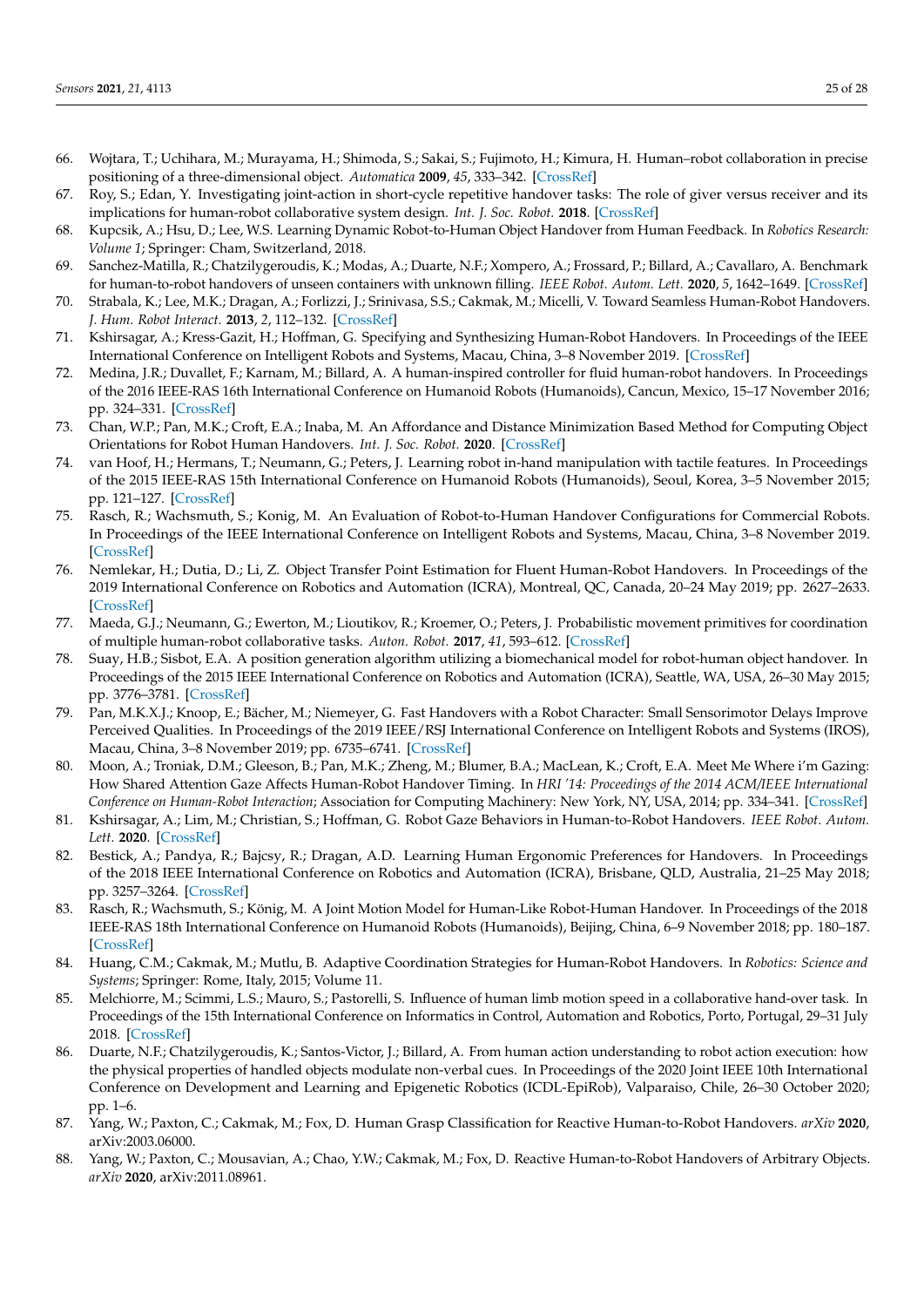66. Wojtara, T.; Uchihara, M.; Murayama, H.; Shimoda, S.; Sakai, S.; Fujimoto, H.; Kimura, H. Human–robot collaboration in precise positioning of a three-dimensional object. *Automatica* **2009**, *45*, 333–342. [CrossRef]
67. Roy, S.; Edan, Y. Investigating joint-action in short-cycle repetitive handover tasks: The role of giver versus receiver and its implications for human-robot collaborative system design. *Int. J. Soc. Robot.* **2018**. [CrossRef]
68. Kupcsik, A.; Hsu, D.; Lee, W.S. Learning Dynamic Robot-to-Human Object Handover from Human Feedback. In *Robotics Research: Volume 1*; Springer: Cham, Switzerland, 2018.
69. Sanchez-Matilla, R.; Chatzilygeroudis, K.; Modas, A.; Duarte, N.F.; Xompero, A.; Frossard, P.; Billard, A.; Cavallaro, A. Benchmark for human-to-robot handovers of unseen containers with unknown filling. *IEEE Robot. Autom. Lett.* **2020**, *5*, 1642–1649. [CrossRef]
70. Strabala, K.; Lee, M.K.; Dragan, A.; Forlizzi, J.; Srinivasa, S.S.; Cakmak, M.; Micelli, V. Toward Seamless Human-Robot Handovers. *J. Hum. Robot Interact.* **2013**, *2*, 112–132. [CrossRef]
71. Kshirsagar, A.; Kress-Gazit, H.; Hoffman, G. Specifying and Synthesizing Human-Robot Handovers. In Proceedings of the IEEE International Conference on Intelligent Robots and Systems, Macau, China, 3–8 November 2019. [CrossRef]
72. Medina, J.R.; Duvallet, F.; Karnam, M.; Billard, A. A human-inspired controller for fluid human-robot handovers. In Proceedings of the 2016 IEEE-RAS 16th International Conference on Humanoid Robots (Humanoids), Cancun, Mexico, 15–17 November 2016; pp. 324–331. [CrossRef]
73. Chan, W.P.; Pan, M.K.; Croft, E.A.; Inaba, M. An Affordance and Distance Minimization Based Method for Computing Object Orientations for Robot Human Handovers. *Int. J. Soc. Robot.* **2020**. [CrossRef]
74. van Hoof, H.; Hermans, T.; Neumann, G.; Peters, J. Learning robot in-hand manipulation with tactile features. In Proceedings of the 2015 IEEE-RAS 15th International Conference on Humanoid Robots (Humanoids), Seoul, Korea, 3–5 November 2015; pp. 121–127. [CrossRef]
75. Rasch, R.; Wachsmuth, S.; Konig, M. An Evaluation of Robot-to-Human Handover Configurations for Commercial Robots. In Proceedings of the IEEE International Conference on Intelligent Robots and Systems, Macau, China, 3–8 November 2019. [CrossRef]
76. Nemlekar, H.; Dutia, D.; Li, Z. Object Transfer Point Estimation for Fluent Human-Robot Handovers. In Proceedings of the 2019 International Conference on Robotics and Automation (ICRA), Montreal, QC, Canada, 20–24 May 2019; pp. 2627–2633. [CrossRef]
77. Maeda, G.J.; Neumann, G.; Ewerton, M.; Lioutikov, R.; Kroemer, O.; Peters, J. Probabilistic movement primitives for coordination of multiple human-robot collaborative tasks. *Auton. Robot.* **2017**, *41*, 593–612. [CrossRef]
78. Suay, H.B.; Sisbot, E.A. A position generation algorithm utilizing a biomechanical model for robot-human object handover. In Proceedings of the 2015 IEEE International Conference on Robotics and Automation (ICRA), Seattle, WA, USA, 26–30 May 2015; pp. 3776–3781. [CrossRef]
79. Pan, M.K.X.J.; Knoop, E.; Bächer, M.; Niemeyer, G. Fast Handovers with a Robot Character: Small Sensorimotor Delays Improve Perceived Qualities. In Proceedings of the 2019 IEEE/RSJ International Conference on Intelligent Robots and Systems (IROS), Macau, China, 3–8 November 2019; pp. 6735–6741. [CrossRef]
80. Moon, A.; Troniak, D.M.; Gleeson, B.; Pan, M.K.; Zheng, M.; Blumer, B.A.; MacLean, K.; Croft, E.A. Meet Me Where i'm Gazing: How Shared Attention Gaze Affects Human-Robot Handover Timing. In *HRI '14: Proceedings of the 2014 ACM/IEEE International Conference on Human-Robot Interaction*; Association for Computing Machinery: New York, NY, USA, 2014; pp. 334–341. [CrossRef]
81. Kshirsagar, A.; Lim, M.; Christian, S.; Hoffman, G. Robot Gaze Behaviors in Human-to-Robot Handovers. *IEEE Robot. Autom. Lett.* **2020**. [CrossRef]
82. Bestick, A.; Pandya, R.; Bajcsy, R.; Dragan, A.D. Learning Human Ergonomic Preferences for Handovers. In Proceedings of the 2018 IEEE International Conference on Robotics and Automation (ICRA), Brisbane, QLD, Australia, 21–25 May 2018; pp. 3257–3264. [CrossRef]
83. Rasch, R.; Wachsmuth, S.; König, M. A Joint Motion Model for Human-Like Robot-Human Handover. In Proceedings of the 2018 IEEE-RAS 18th International Conference on Humanoid Robots (Humanoids), Beijing, China, 6–9 November 2018; pp. 180–187. [CrossRef]
84. Huang, C.M.; Cakmak, M.; Mutlu, B. Adaptive Coordination Strategies for Human-Robot Handovers. In *Robotics: Science and Systems*; Springer: Rome, Italy, 2015; Volume 11.
85. Melchiorre, M.; Scimmi, L.S.; Mauro, S.; Pastorelli, S. Influence of human limb motion speed in a collaborative hand-over task. In Proceedings of the 15th International Conference on Informatics in Control, Automation and Robotics, Porto, Portugal, 29–31 July 2018. [CrossRef]
86. Duarte, N.F.; Chatzilygeroudis, K.; Santos-Victor, J.; Billard, A. From human action understanding to robot action execution: how the physical properties of handled objects modulate non-verbal cues. In Proceedings of the 2020 Joint IEEE 10th International Conference on Development and Learning and Epigenetic Robotics (ICDL-EpiRob), Valparaiso, Chile, 26–30 October 2020; pp. 1–6.
87. Yang, W.; Paxton, C.; Cakmak, M.; Fox, D. Human Grasp Classification for Reactive Human-to-Robot Handovers. *arXiv* **2020**, arXiv:2003.06000.
88. Yang, W.; Paxton, C.; Mousavian, A.; Chao, Y.W.; Cakmak, M.; Fox, D. Reactive Human-to-Robot Handovers of Arbitrary Objects. *arXiv* **2020**, arXiv:2011.08961.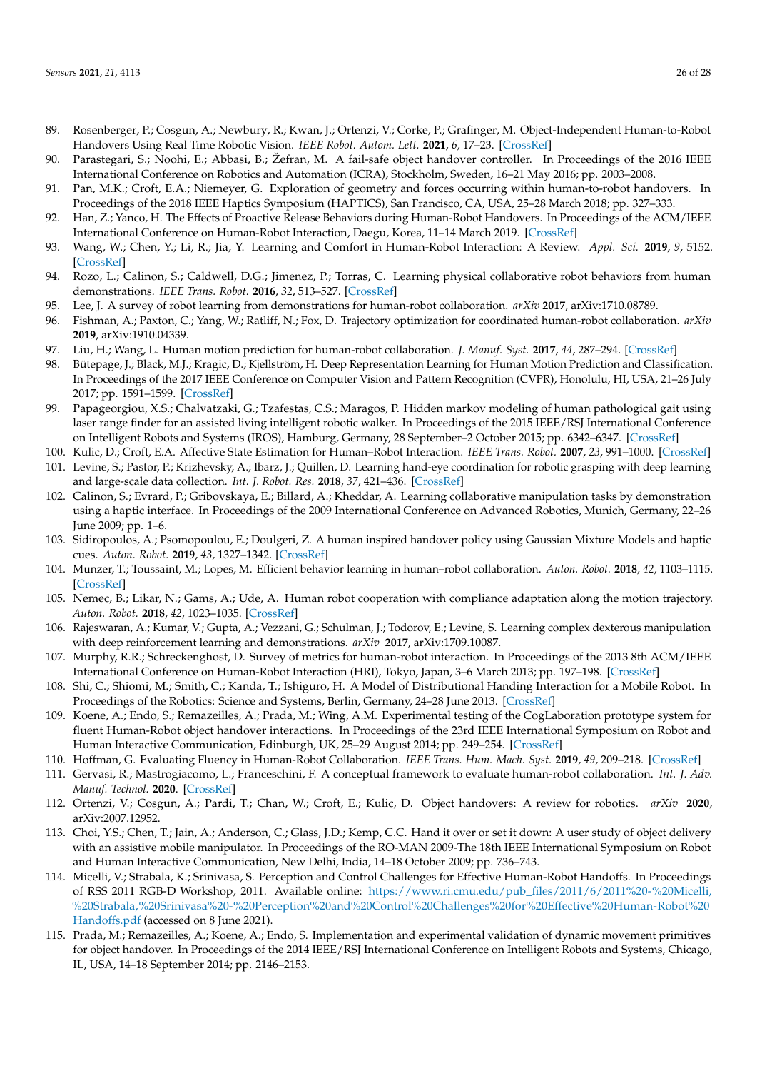89. Rosenberger, P.; Cosgun, A.; Newbury, R.; Kwan, J.; Ortenzi, V.; Corke, P.; Grafinger, M. Object-Independent Human-to-Robot Handovers Using Real Time Robotic Vision. *IEEE Robot. Autom. Lett.* **2021**, *6*, 17–23. [CrossRef]
90. Parastegari, S.; Noohi, E.; Abbasi, B.; Žefran, M. A fail-safe object handover controller. In Proceedings of the 2016 IEEE International Conference on Robotics and Automation (ICRA), Stockholm, Sweden, 16–21 May 2016; pp. 2003–2008.
91. Pan, M.K.; Croft, E.A.; Niemeyer, G. Exploration of geometry and forces occurring within human-to-robot handovers. In Proceedings of the 2018 IEEE Haptics Symposium (HAPTICS), San Francisco, CA, USA, 25–28 March 2018; pp. 327–333.
92. Han, Z.; Yanco, H. The Effects of Proactive Release Behaviors during Human-Robot Handovers. In Proceedings of the ACM/IEEE International Conference on Human-Robot Interaction, Daegu, Korea, 11–14 March 2019. [CrossRef]
93. Wang, W.; Chen, Y.; Li, R.; Jia, Y. Learning and Comfort in Human-Robot Interaction: A Review. *Appl. Sci.* **2019**, *9*, 5152. [CrossRef]
94. Rozo, L.; Calinon, S.; Caldwell, D.G.; Jimenez, P.; Torras, C. Learning physical collaborative robot behaviors from human demonstrations. *IEEE Trans. Robot.* **2016**, *32*, 513–527. [CrossRef]
95. Lee, J. A survey of robot learning from demonstrations for human-robot collaboration. *arXiv* **2017**, arXiv:1710.08789.
96. Fishman, A.; Paxton, C.; Yang, W.; Ratliff, N.; Fox, D. Trajectory optimization for coordinated human-robot collaboration. *arXiv* **2019**, arXiv:1910.04339.
97. Liu, H.; Wang, L. Human motion prediction for human-robot collaboration. *J. Manuf. Syst.* **2017**, *44*, 287–294. [CrossRef]
98. Bütepage, J.; Black, M.J.; Kragic, D.; Kjellström, H. Deep Representation Learning for Human Motion Prediction and Classification. In Proceedings of the 2017 IEEE Conference on Computer Vision and Pattern Recognition (CVPR), Honolulu, HI, USA, 21–26 July 2017; pp. 1591–1599. [CrossRef]
99. Papageorgiou, X.S.; Chalvatzaki, G.; Tzafestas, C.S.; Maragos, P. Hidden markov modeling of human pathological gait using laser range finder for an assisted living intelligent robotic walker. In Proceedings of the 2015 IEEE/RSJ International Conference on Intelligent Robots and Systems (IROS), Hamburg, Germany, 28 September–2 October 2015; pp. 6342–6347. [CrossRef]
100. Kulic, D.; Croft, E.A. Affective State Estimation for Human–Robot Interaction. *IEEE Trans. Robot.* **2007**, *23*, 991–1000. [CrossRef]
101. Levine, S.; Pastor, P.; Krizhevsky, A.; Ibarz, J.; Quillen, D. Learning hand-eye coordination for robotic grasping with deep learning and large-scale data collection. *Int. J. Robot. Res.* **2018**, *37*, 421–436. [CrossRef]
102. Calinon, S.; Evrard, P.; Gribovskaya, E.; Billard, A.; Kheddar, A. Learning collaborative manipulation tasks by demonstration using a haptic interface. In Proceedings of the 2009 International Conference on Advanced Robotics, Munich, Germany, 22–26 June 2009; pp. 1–6.
103. Sidiropoulos, A.; Psomopoulou, E.; Doulgeri, Z. A human inspired handover policy using Gaussian Mixture Models and haptic cues. *Auton. Robot.* **2019**, *43*, 1327–1342. [CrossRef]
104. Munzer, T.; Toussaint, M.; Lopes, M. Efficient behavior learning in human–robot collaboration. *Auton. Robot.* **2018**, *42*, 1103–1115. [CrossRef]
105. Nemec, B.; Likar, N.; Gams, A.; Ude, A. Human robot cooperation with compliance adaptation along the motion trajectory. *Auton. Robot.* **2018**, *42*, 1023–1035. [CrossRef]
106. Rajeswaran, A.; Kumar, V.; Gupta, A.; Vezzani, G.; Schulman, J.; Todorov, E.; Levine, S. Learning complex dexterous manipulation with deep reinforcement learning and demonstrations. *arXiv* **2017**, arXiv:1709.10087.
107. Murphy, R.R.; Schreckenghost, D. Survey of metrics for human-robot interaction. In Proceedings of the 2013 8th ACM/IEEE International Conference on Human-Robot Interaction (HRI), Tokyo, Japan, 3–6 March 2013; pp. 197–198. [CrossRef]
108. Shi, C.; Shiomi, M.; Smith, C.; Kanda, T.; Ishiguro, H. A Model of Distributional Handing Interaction for a Mobile Robot. In Proceedings of the Robotics: Science and Systems, Berlin, Germany, 24–28 June 2013. [CrossRef]
109. Koene, A.; Endo, S.; Remazeilles, A.; Prada, M.; Wing, A.M. Experimental testing of the CogLaboration prototype system for fluent Human-Robot object handover interactions. In Proceedings of the 23rd IEEE International Symposium on Robot and Human Interactive Communication, Edinburgh, UK, 25–29 August 2014; pp. 249–254. [CrossRef]
110. Hoffman, G. Evaluating Fluency in Human-Robot Collaboration. *IEEE Trans. Hum. Mach. Syst.* **2019**, *49*, 209–218. [CrossRef]
111. Gervasi, R.; Mastrogiacomo, L.; Franceschini, F. A conceptual framework to evaluate human-robot collaboration. *Int. J. Adv. Manuf. Technol.* **2020**. [CrossRef]
112. Ortenzi, V.; Cosgun, A.; Pardi, T.; Chan, W.; Croft, E.; Kulic, D. Object handovers: A review for robotics. *arXiv* **2020**, arXiv:2007.12952.
113. Choi, Y.S.; Chen, T.; Jain, A.; Anderson, C.; Glass, J.D.; Kemp, C.C. Hand it over or set it down: A user study of object delivery with an assistive mobile manipulator. In Proceedings of the RO-MAN 2009-The 18th IEEE International Symposium on Robot and Human Interactive Communication, New Delhi, India, 14–18 October 2009; pp. 736–743.
114. Micelli, V.; Strabala, K.; Srinivasa, S. Perception and Control Challenges for Effective Human-Robot Handoffs. In Proceedings of RSS 2011 RGB-D Workshop, 2011. Available online: https://www.ri.cmu.edu/pub_files/2011/6/2011%20-%20Micelli,%20Strabala,%20Srinivasa%20-%20Perception%20and%20Control%20Challenges%20for%20Effective%20Human-Robot%20Handoffs.pdf (accessed on 8 June 2021).
115. Prada, M.; Remazeilles, A.; Koene, A.; Endo, S. Implementation and experimental validation of dynamic movement primitives for object handover. In Proceedings of the 2014 IEEE/RSJ International Conference on Intelligent Robots and Systems, Chicago, IL, USA, 14–18 September 2014; pp. 2146–2153.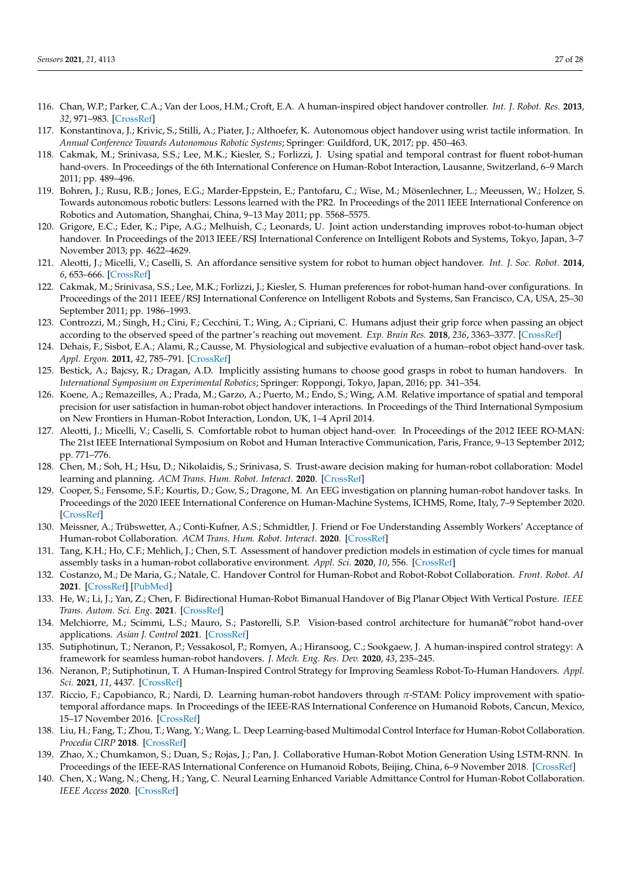116. Chan, W.P.; Parker, C.A.; Van der Loos, H.M.; Croft, E.A. A human-inspired object handover controller. *Int. J. Robot. Res.* **2013**, *32*, 971–983. [CrossRef]
117. Konstantinova, J.; Krivic, S.; Stilli, A.; Piater, J.; Althoefer, K. Autonomous object handover using wrist tactile information. In *Annual Conference Towards Autonomous Robotic Systems*; Springer: Guildford, UK, 2017; pp. 450–463.
118. Cakmak, M.; Srinivasa, S.S.; Lee, M.K.; Kiesler, S.; Forlizzi, J. Using spatial and temporal contrast for fluent robot-human hand-overs. In Proceedings of the 6th International Conference on Human-Robot Interaction, Lausanne, Switzerland, 6–9 March 2011; pp. 489–496.
119. Bohren, J.; Rusu, R.B.; Jones, E.G.; Marder-Eppstein, E.; Pantofaru, C.; Wise, M.; Mösenlechner, L.; Meeussen, W.; Holzer, S. Towards autonomous robotic butlers: Lessons learned with the PR2. In Proceedings of the 2011 IEEE International Conference on Robotics and Automation, Shanghai, China, 9–13 May 2011; pp. 5568–5575.
120. Grigore, E.C.; Eder, K.; Pipe, A.G.; Melhuish, C.; Leonards, U. Joint action understanding improves robot-to-human object handover. In Proceedings of the 2013 IEEE/RSJ International Conference on Intelligent Robots and Systems, Tokyo, Japan, 3–7 November 2013; pp. 4622–4629.
121. Aleotti, J.; Micelli, V.; Caselli, S. An affordance sensitive system for robot to human object handover. *Int. J. Soc. Robot.* **2014**, *6*, 653–666. [CrossRef]
122. Cakmak, M.; Srinivasa, S.S.; Lee, M.K.; Forlizzi, J.; Kiesler, S. Human preferences for robot-human hand-over configurations. In Proceedings of the 2011 IEEE/RSJ International Conference on Intelligent Robots and Systems, San Francisco, CA, USA, 25–30 September 2011; pp. 1986–1993.
123. Controzzi, M.; Singh, H.; Cini, F.; Cecchini, T.; Wing, A.; Cipriani, C. Humans adjust their grip force when passing an object according to the observed speed of the partner's reaching out movement. *Exp. Brain Res.* **2018**, *236*, 3363–3377. [CrossRef]
124. Dehais, F.; Sisbot, E.A.; Alami, R.; Causse, M. Physiological and subjective evaluation of a human–robot object hand-over task. *Appl. Ergon.* **2011**, *42*, 785–791. [CrossRef]
125. Bestick, A.; Bajcsy, R.; Dragan, A.D. Implicitly assisting humans to choose good grasps in robot to human handovers. In *International Symposium on Experimental Robotics*; Springer: Roppongi, Tokyo, Japan, 2016; pp. 341–354.
126. Koene, A.; Remazeilles, A.; Prada, M.; Garzo, A.; Puerto, M.; Endo, S.; Wing, A.M. Relative importance of spatial and temporal precision for user satisfaction in human-robot object handover interactions. In Proceedings of the Third International Symposium on New Frontiers in Human-Robot Interaction, London, UK, 1–4 April 2014.
127. Aleotti, J.; Micelli, V.; Caselli, S. Comfortable robot to human object hand-over. In Proceedings of the 2012 IEEE RO-MAN: The 21st IEEE International Symposium on Robot and Human Interactive Communication, Paris, France, 9–13 September 2012; pp. 771–776.
128. Chen, M.; Soh, H.; Hsu, D.; Nikolaidis, S.; Srinivasa, S. Trust-aware decision making for human-robot collaboration: Model learning and planning. *ACM Trans. Hum. Robot. Interact.* **2020**. [CrossRef]
129. Cooper, S.; Fensome, S.F.; Kourtis, D.; Gow, S.; Dragone, M. An EEG investigation on planning human-robot handover tasks. In Proceedings of the 2020 IEEE International Conference on Human-Machine Systems, ICHMS, Rome, Italy, 7–9 September 2020. [CrossRef]
130. Meissner, A.; Trübswetter, A.; Conti-Kufner, A.S.; Schmidtler, J. Friend or Foe Understanding Assembly Workers' Acceptance of Human-robot Collaboration. *ACM Trans. Hum. Robot. Interact.* **2020**. [CrossRef]
131. Tang, K.H.; Ho, C.F.; Mehlich, J.; Chen, S.T. Assessment of handover prediction models in estimation of cycle times for manual assembly tasks in a human-robot collaborative environment. *Appl. Sci.* **2020**, *10*, 556. [CrossRef]
132. Costanzo, M.; De Maria, G.; Natale, C. Handover Control for Human-Robot and Robot-Robot Collaboration. *Front. Robot. AI* **2021**. [CrossRef] [PubMed]
133. He, W.; Li, J.; Yan, Z.; Chen, F. Bidirectional Human-Robot Bimanual Handover of Big Planar Object With Vertical Posture. *IEEE Trans. Autom. Sci. Eng.* **2021**. [CrossRef]
134. Melchiorre, M.; Scimmi, L.S.; Mauro, S.; Pastorelli, S.P. Vision-based control architecture for humanâ€"robot hand-over applications. *Asian J. Control* **2021**. [CrossRef]
135. Sutiphotinun, T.; Neranon, P.; Vessakosol, P.; Romyen, A.; Hiransoog, C.; Sookgaew, J. A human-inspired control strategy: A framework for seamless human-robot handovers. *J. Mech. Eng. Res. Dev.* **2020**, *43*, 235–245.
136. Neranon, P.; Sutiphotinun, T. A Human-Inspired Control Strategy for Improving Seamless Robot-To-Human Handovers. *Appl. Sci.* **2021**, *11*, 4437. [CrossRef]
137. Riccio, F.; Capobianco, R.; Nardi, D. Learning human-robot handovers through $\pi$-STAM: Policy improvement with spatio-temporal affordance maps. In Proceedings of the IEEE-RAS International Conference on Humanoid Robots, Cancun, Mexico, 15–17 November 2016. [CrossRef]
138. Liu, H.; Fang, T.; Zhou, T.; Wang, Y.; Wang, L. Deep Learning-based Multimodal Control Interface for Human-Robot Collaboration. *Procedia CIRP* **2018**. [CrossRef]
139. Zhao, X.; Chumkamon, S.; Duan, S.; Rojas, J.; Pan, J. Collaborative Human-Robot Motion Generation Using LSTM-RNN. In Proceedings of the IEEE-RAS International Conference on Humanoid Robots, Beijing, China, 6–9 November 2018. [CrossRef]
140. Chen, X.; Wang, N.; Cheng, H.; Yang, C. Neural Learning Enhanced Variable Admittance Control for Human-Robot Collaboration. *IEEE Access* **2020**. [CrossRef]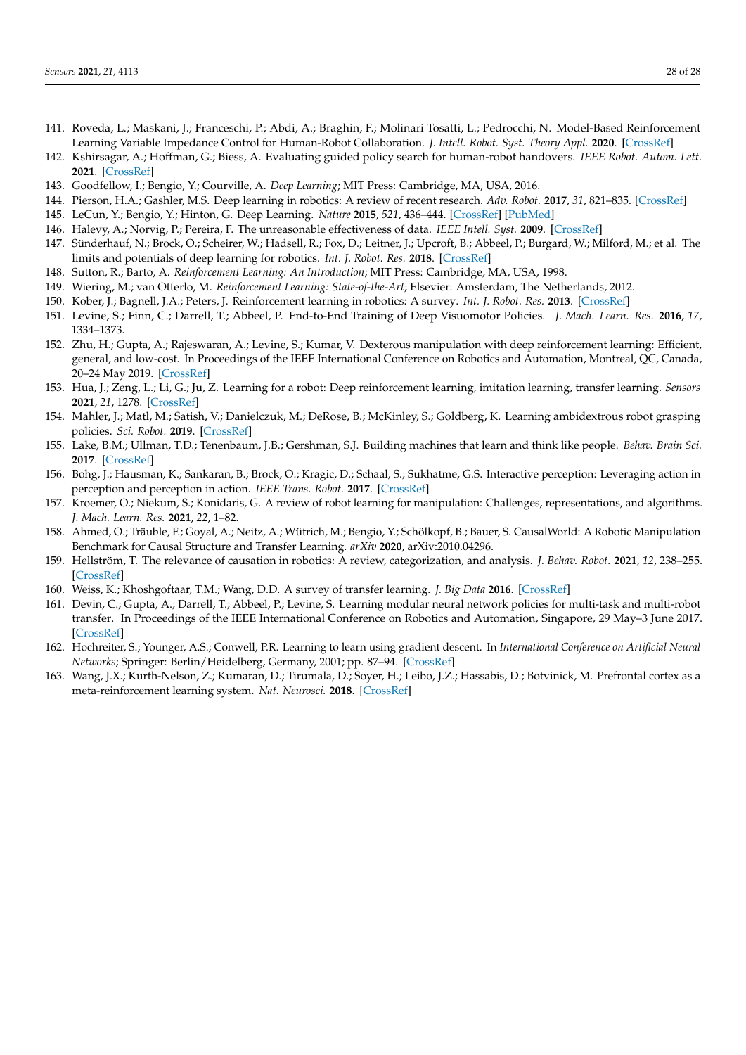141. Roveda, L.; Maskani, J.; Franceschi, P.; Abdi, A.; Braghin, F.; Molinari Tosatti, L.; Pedrocchi, N. Model-Based Reinforcement Learning Variable Impedance Control for Human-Robot Collaboration. *J. Intell. Robot. Syst. Theory Appl.* **2020**. [CrossRef]
142. Kshirsagar, A.; Hoffman, G.; Biess, A. Evaluating guided policy search for human-robot handovers. *IEEE Robot. Autom. Lett.* **2021**. [CrossRef]
143. Goodfellow, I.; Bengio, Y.; Courville, A. *Deep Learning*; MIT Press: Cambridge, MA, USA, 2016.
144. Pierson, H.A.; Gashler, M.S. Deep learning in robotics: A review of recent research. *Adv. Robot.* **2017**, *31*, 821–835. [CrossRef]
145. LeCun, Y.; Bengio, Y.; Hinton, G. Deep Learning. *Nature* **2015**, *521*, 436–444. [CrossRef] [PubMed]
146. Halevy, A.; Norvig, P.; Pereira, F. The unreasonable effectiveness of data. *IEEE Intell. Syst.* **2009**. [CrossRef]
147. Sünderhauf, N.; Brock, O.; Scheirer, W.; Hadsell, R.; Fox, D.; Leitner, J.; Upcroft, B.; Abbeel, P.; Burgard, W.; Milford, M.; et al. The limits and potentials of deep learning for robotics. *Int. J. Robot. Res.* **2018**. [CrossRef]
148. Sutton, R.; Barto, A. *Reinforcement Learning: An Introduction*; MIT Press: Cambridge, MA, USA, 1998.
149. Wiering, M.; van Otterlo, M. *Reinforcement Learning: State-of-the-Art*; Elsevier: Amsterdam, The Netherlands, 2012.
150. Kober, J.; Bagnell, J.A.; Peters, J. Reinforcement learning in robotics: A survey. *Int. J. Robot. Res.* **2013**. [CrossRef]
151. Levine, S.; Finn, C.; Darrell, T.; Abbeel, P. End-to-End Training of Deep Visuomotor Policies. *J. Mach. Learn. Res.* **2016**, *17*, 1334–1373.
152. Zhu, H.; Gupta, A.; Rajeswaran, A.; Levine, S.; Kumar, V. Dexterous manipulation with deep reinforcement learning: Efficient, general, and low-cost. In Proceedings of the IEEE International Conference on Robotics and Automation, Montreal, QC, Canada, 20–24 May 2019. [CrossRef]
153. Hua, J.; Zeng, L.; Li, G.; Ju, Z. Learning for a robot: Deep reinforcement learning, imitation learning, transfer learning. *Sensors* **2021**, *21*, 1278. [CrossRef]
154. Mahler, J.; Matl, M.; Satish, V.; Danielczuk, M.; DeRose, B.; McKinley, S.; Goldberg, K. Learning ambidextrous robot grasping policies. *Sci. Robot.* **2019**. [CrossRef]
155. Lake, B.M.; Ullman, T.D.; Tenenbaum, J.B.; Gershman, S.J. Building machines that learn and think like people. *Behav. Brain Sci.* **2017**. [CrossRef]
156. Bohg, J.; Hausman, K.; Sankaran, B.; Brock, O.; Kragic, D.; Schaal, S.; Sukhatme, G.S. Interactive perception: Leveraging action in perception and perception in action. *IEEE Trans. Robot.* **2017**. [CrossRef]
157. Kroemer, O.; Niekum, S.; Konidaris, G. A review of robot learning for manipulation: Challenges, representations, and algorithms. *J. Mach. Learn. Res.* **2021**, *22*, 1–82.
158. Ahmed, O.; Träuble, F.; Goyal, A.; Neitz, A.; Wütrich, M.; Bengio, Y.; Schölkopf, B.; Bauer, S. CausalWorld: A Robotic Manipulation Benchmark for Causal Structure and Transfer Learning. *arXiv* **2020**, arXiv:2010.04296.
159. Hellström, T. The relevance of causation in robotics: A review, categorization, and analysis. *J. Behav. Robot.* **2021**, *12*, 238–255. [CrossRef]
160. Weiss, K.; Khoshgoftaar, T.M.; Wang, D.D. A survey of transfer learning. *J. Big Data* **2016**. [CrossRef]
161. Devin, C.; Gupta, A.; Darrell, T.; Abbeel, P.; Levine, S. Learning modular neural network policies for multi-task and multi-robot transfer. In Proceedings of the IEEE International Conference on Robotics and Automation, Singapore, 29 May–3 June 2017. [CrossRef]
162. Hochreiter, S.; Younger, A.S.; Conwell, P.R. Learning to learn using gradient descent. In *International Conference on Artificial Neural Networks*; Springer: Berlin/Heidelberg, Germany, 2001; pp. 87–94. [CrossRef]
163. Wang, J.X.; Kurth-Nelson, Z.; Kumaran, D.; Tirumala, D.; Soyer, H.; Leibo, J.Z.; Hassabis, D.; Botvinick, M. Prefrontal cortex as a meta-reinforcement learning system. *Nat. Neurosci.* **2018**. [CrossRef]